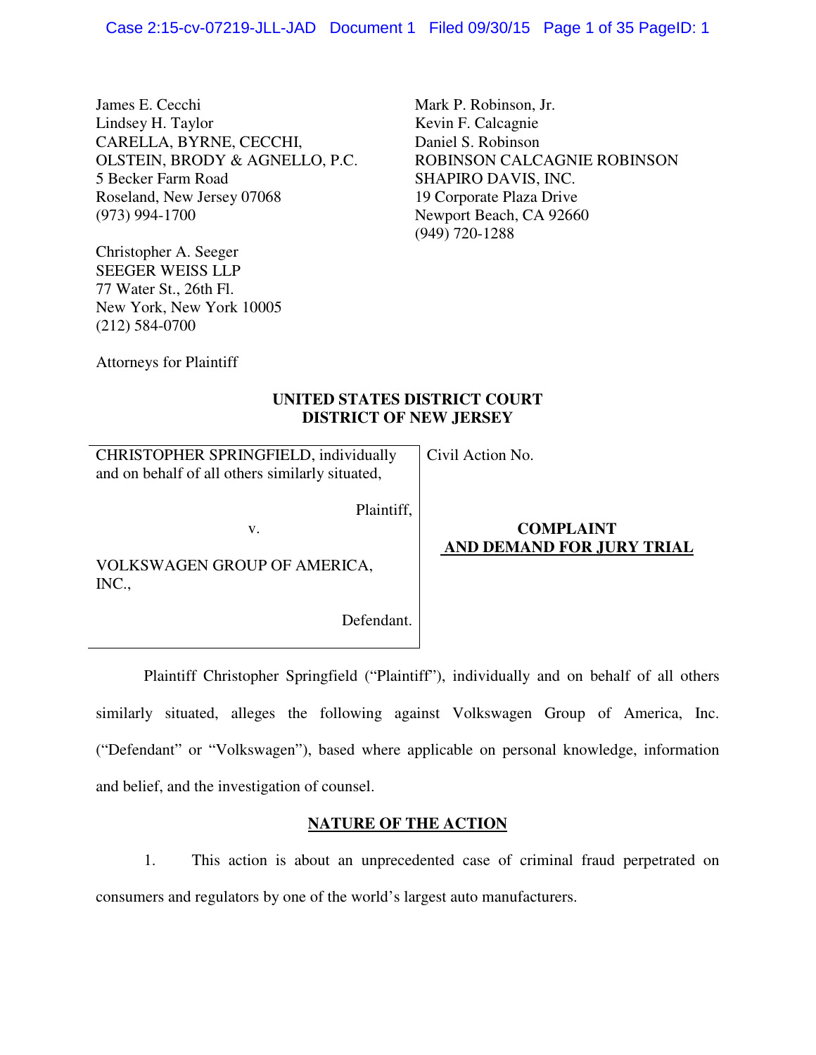James E. Cecchi
Lindsey H. Taylor
CARELLA, BYRNE, CECCHI,
OLSTEIN, BRODY & AGNELLO, P.C.
5 Becker Farm Road
Roseland, New Jersey 07068
(973) 994-1700

Mark P. Robinson, Jr.
Kevin F. Calcagnie
Daniel S. Robinson
ROBINSON CALCAGNIE ROBINSON
SHAPIRO DAVIS, INC.
19 Corporate Plaza Drive
Newport Beach, CA 92660
(949) 720-1288

Christopher A. Seeger
SEEGER WEISS LLP
77 Water St., 26th Fl.
New York, New York 10005
(212) 584-0700

Attorneys for Plaintiff

**UNITED STATES DISTRICT COURT**
**DISTRICT OF NEW JERSEY**

| | |
|---|---|
| CHRISTOPHER SPRINGFIELD, individually and on behalf of all others similarly situated,<br><br>Plaintiff,<br><br>v.<br><br>VOLKSWAGEN GROUP OF AMERICA, INC.,<br><br>Defendant. | Civil Action No.<br><br>**COMPLAINT AND DEMAND FOR JURY TRIAL** |

Plaintiff Christopher Springfield ("Plaintiff"), individually and on behalf of all others similarly situated, alleges the following against Volkswagen Group of America, Inc. ("Defendant" or "Volkswagen"), based where applicable on personal knowledge, information and belief, and the investigation of counsel.

## NATURE OF THE ACTION

1. This action is about an unprecedented case of criminal fraud perpetrated on consumers and regulators by one of the world's largest auto manufacturers.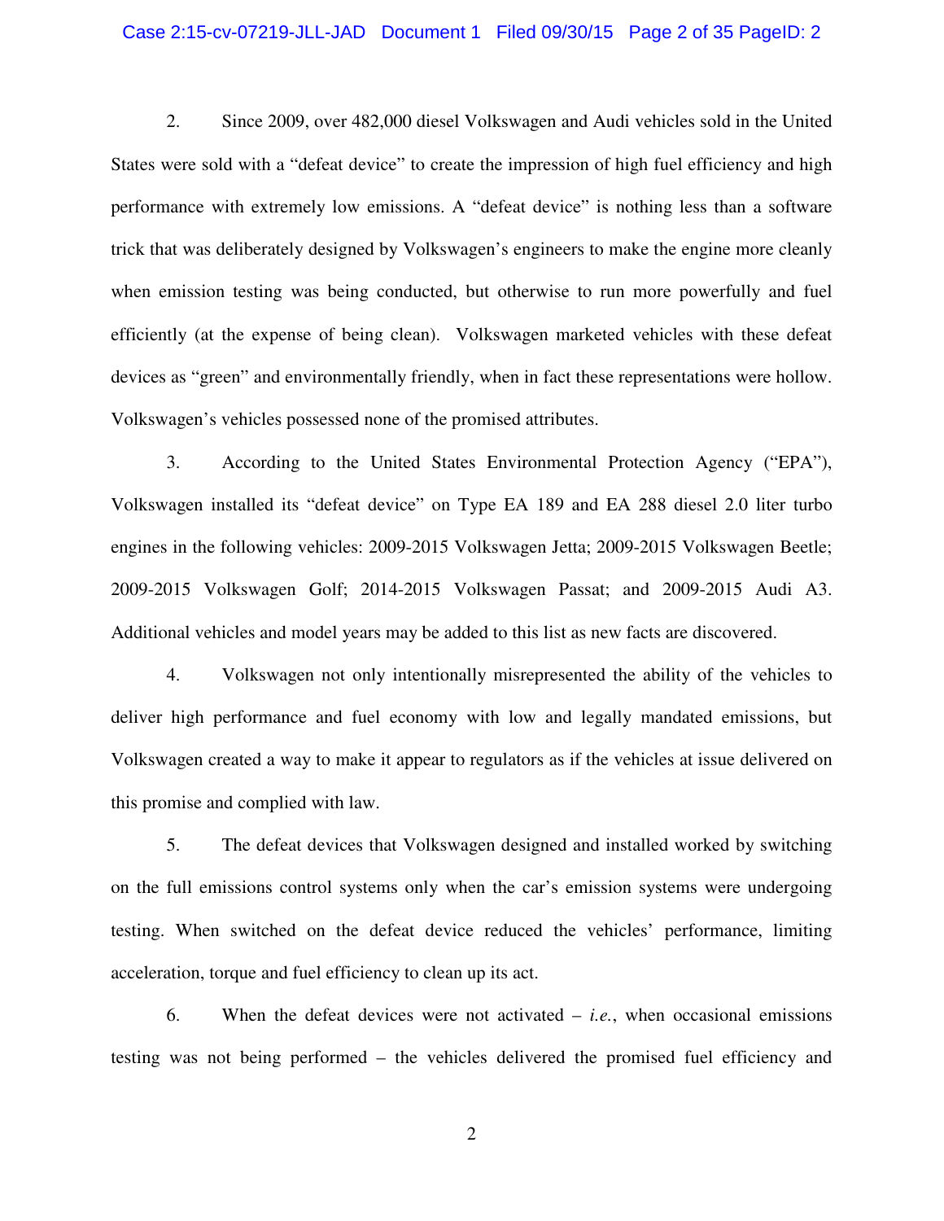2. Since 2009, over 482,000 diesel Volkswagen and Audi vehicles sold in the United States were sold with a "defeat device" to create the impression of high fuel efficiency and high performance with extremely low emissions. A "defeat device" is nothing less than a software trick that was deliberately designed by Volkswagen's engineers to make the engine more cleanly when emission testing was being conducted, but otherwise to run more powerfully and fuel efficiently (at the expense of being clean). Volkswagen marketed vehicles with these defeat devices as "green" and environmentally friendly, when in fact these representations were hollow. Volkswagen's vehicles possessed none of the promised attributes.

3. According to the United States Environmental Protection Agency ("EPA"), Volkswagen installed its "defeat device" on Type EA 189 and EA 288 diesel 2.0 liter turbo engines in the following vehicles: 2009-2015 Volkswagen Jetta; 2009-2015 Volkswagen Beetle; 2009-2015 Volkswagen Golf; 2014-2015 Volkswagen Passat; and 2009-2015 Audi A3. Additional vehicles and model years may be added to this list as new facts are discovered.

4. Volkswagen not only intentionally misrepresented the ability of the vehicles to deliver high performance and fuel economy with low and legally mandated emissions, but Volkswagen created a way to make it appear to regulators as if the vehicles at issue delivered on this promise and complied with law.

5. The defeat devices that Volkswagen designed and installed worked by switching on the full emissions control systems only when the car's emission systems were undergoing testing. When switched on the defeat device reduced the vehicles' performance, limiting acceleration, torque and fuel efficiency to clean up its act.

6. When the defeat devices were not activated – *i.e.*, when occasional emissions testing was not being performed – the vehicles delivered the promised fuel efficiency and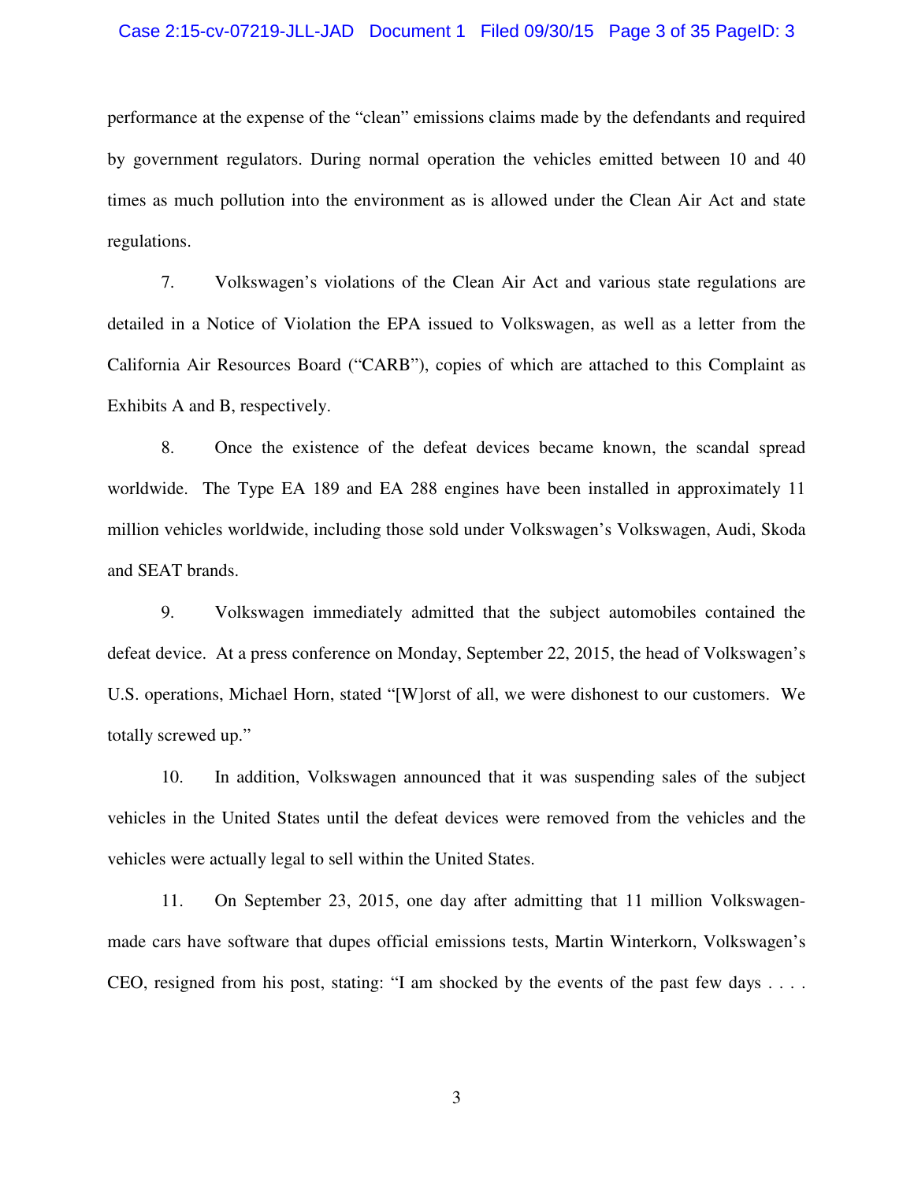performance at the expense of the "clean" emissions claims made by the defendants and required by government regulators. During normal operation the vehicles emitted between 10 and 40 times as much pollution into the environment as is allowed under the Clean Air Act and state regulations.

7. Volkswagen's violations of the Clean Air Act and various state regulations are detailed in a Notice of Violation the EPA issued to Volkswagen, as well as a letter from the California Air Resources Board ("CARB"), copies of which are attached to this Complaint as Exhibits A and B, respectively.

8. Once the existence of the defeat devices became known, the scandal spread worldwide. The Type EA 189 and EA 288 engines have been installed in approximately 11 million vehicles worldwide, including those sold under Volkswagen's Volkswagen, Audi, Skoda and SEAT brands.

9. Volkswagen immediately admitted that the subject automobiles contained the defeat device. At a press conference on Monday, September 22, 2015, the head of Volkswagen's U.S. operations, Michael Horn, stated "[W]orst of all, we were dishonest to our customers. We totally screwed up."

10. In addition, Volkswagen announced that it was suspending sales of the subject vehicles in the United States until the defeat devices were removed from the vehicles and the vehicles were actually legal to sell within the United States.

11. On September 23, 2015, one day after admitting that 11 million Volkswagen-made cars have software that dupes official emissions tests, Martin Winterkorn, Volkswagen's CEO, resigned from his post, stating: "I am shocked by the events of the past few days . . . .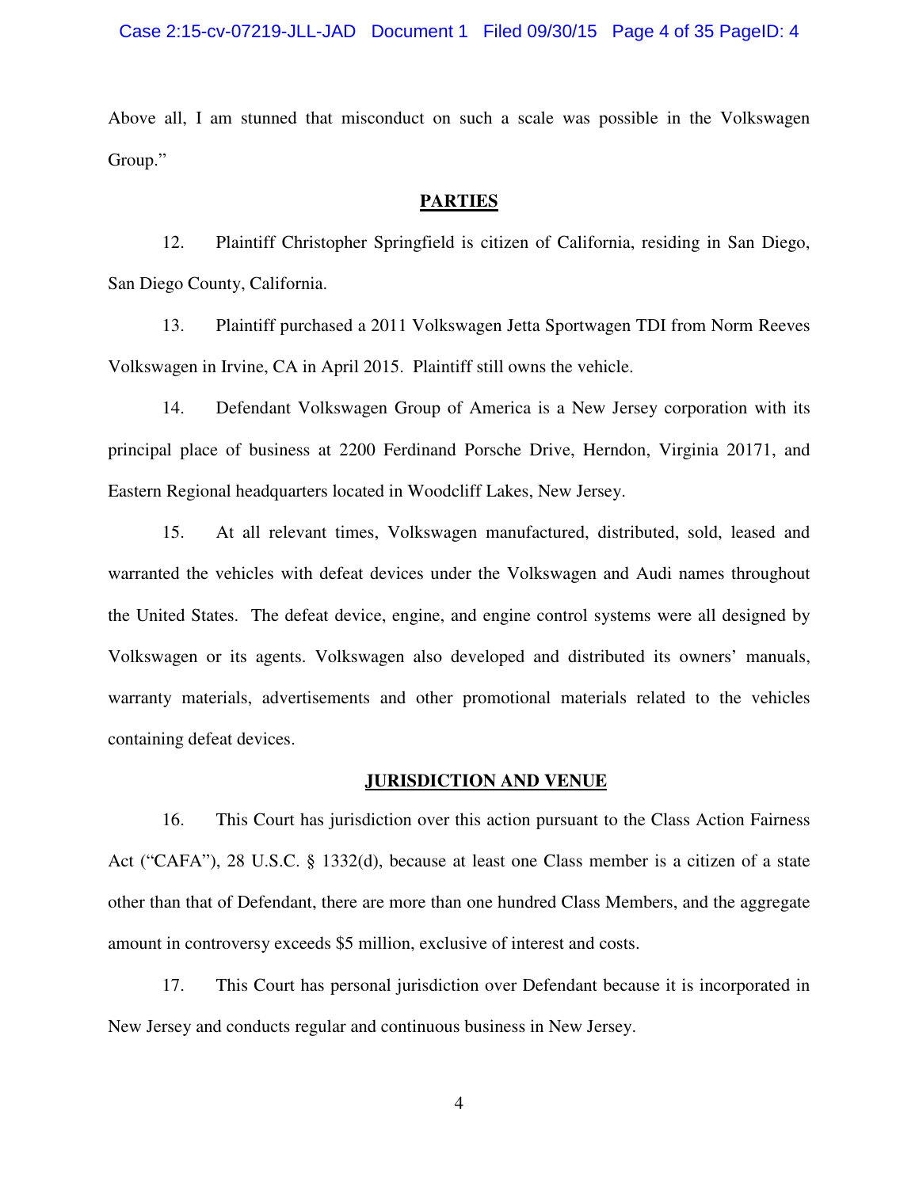Above all, I am stunned that misconduct on such a scale was possible in the Volkswagen Group."

## PARTIES

12. Plaintiff Christopher Springfield is citizen of California, residing in San Diego, San Diego County, California.

13. Plaintiff purchased a 2011 Volkswagen Jetta Sportwagen TDI from Norm Reeves Volkswagen in Irvine, CA in April 2015. Plaintiff still owns the vehicle.

14. Defendant Volkswagen Group of America is a New Jersey corporation with its principal place of business at 2200 Ferdinand Porsche Drive, Herndon, Virginia 20171, and Eastern Regional headquarters located in Woodcliff Lakes, New Jersey.

15. At all relevant times, Volkswagen manufactured, distributed, sold, leased and warranted the vehicles with defeat devices under the Volkswagen and Audi names throughout the United States. The defeat device, engine, and engine control systems were all designed by Volkswagen or its agents. Volkswagen also developed and distributed its owners' manuals, warranty materials, advertisements and other promotional materials related to the vehicles containing defeat devices.

## JURISDICTION AND VENUE

16. This Court has jurisdiction over this action pursuant to the Class Action Fairness Act ("CAFA"), 28 U.S.C. § 1332(d), because at least one Class member is a citizen of a state other than that of Defendant, there are more than one hundred Class Members, and the aggregate amount in controversy exceeds $5 million, exclusive of interest and costs.

17. This Court has personal jurisdiction over Defendant because it is incorporated in New Jersey and conducts regular and continuous business in New Jersey.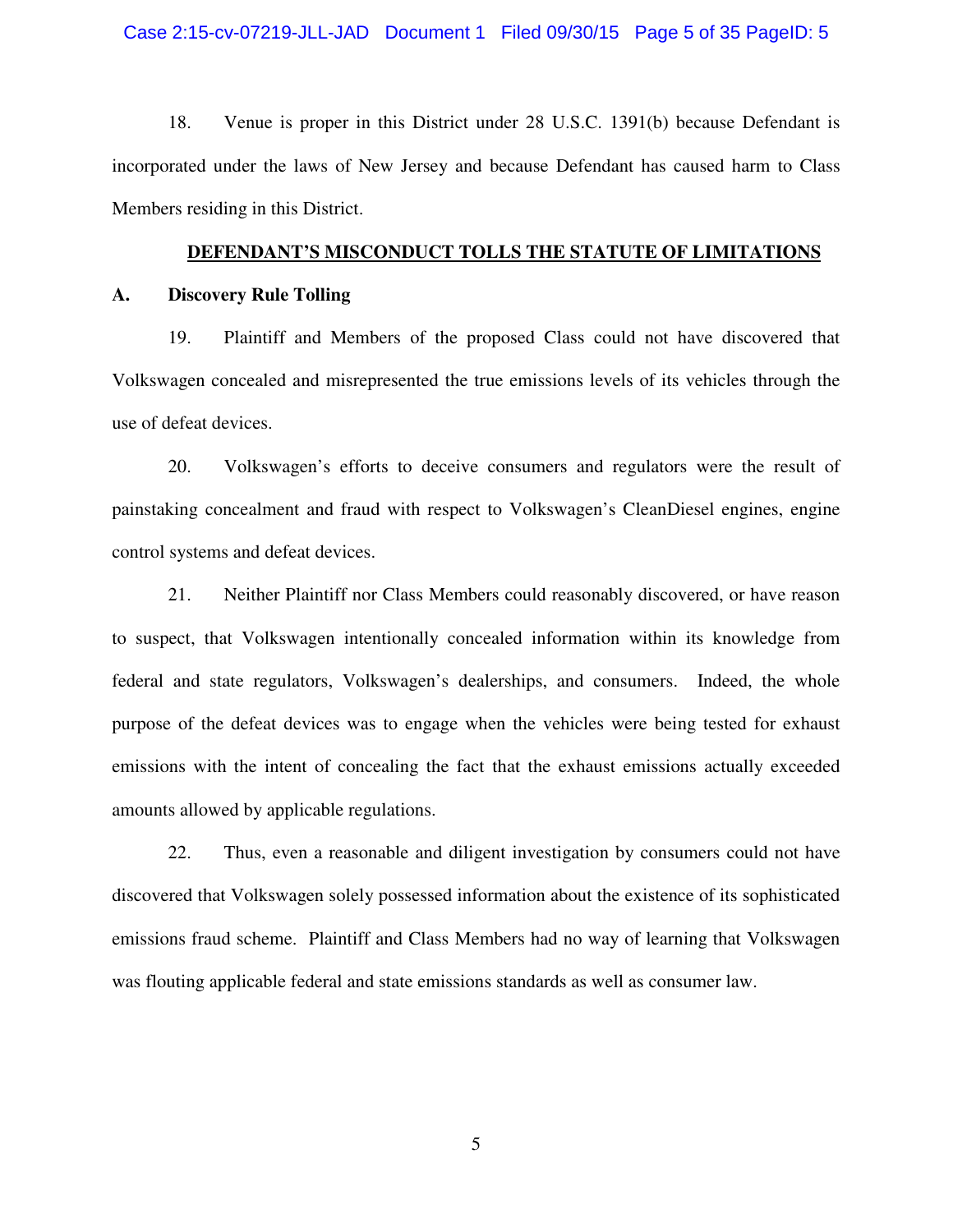18. Venue is proper in this District under 28 U.S.C. 1391(b) because Defendant is incorporated under the laws of New Jersey and because Defendant has caused harm to Class Members residing in this District.

## DEFENDANT'S MISCONDUCT TOLLS THE STATUTE OF LIMITATIONS

### A. Discovery Rule Tolling

19. Plaintiff and Members of the proposed Class could not have discovered that Volkswagen concealed and misrepresented the true emissions levels of its vehicles through the use of defeat devices.

20. Volkswagen's efforts to deceive consumers and regulators were the result of painstaking concealment and fraud with respect to Volkswagen's CleanDiesel engines, engine control systems and defeat devices.

21. Neither Plaintiff nor Class Members could reasonably discovered, or have reason to suspect, that Volkswagen intentionally concealed information within its knowledge from federal and state regulators, Volkswagen's dealerships, and consumers. Indeed, the whole purpose of the defeat devices was to engage when the vehicles were being tested for exhaust emissions with the intent of concealing the fact that the exhaust emissions actually exceeded amounts allowed by applicable regulations.

22. Thus, even a reasonable and diligent investigation by consumers could not have discovered that Volkswagen solely possessed information about the existence of its sophisticated emissions fraud scheme. Plaintiff and Class Members had no way of learning that Volkswagen was flouting applicable federal and state emissions standards as well as consumer law.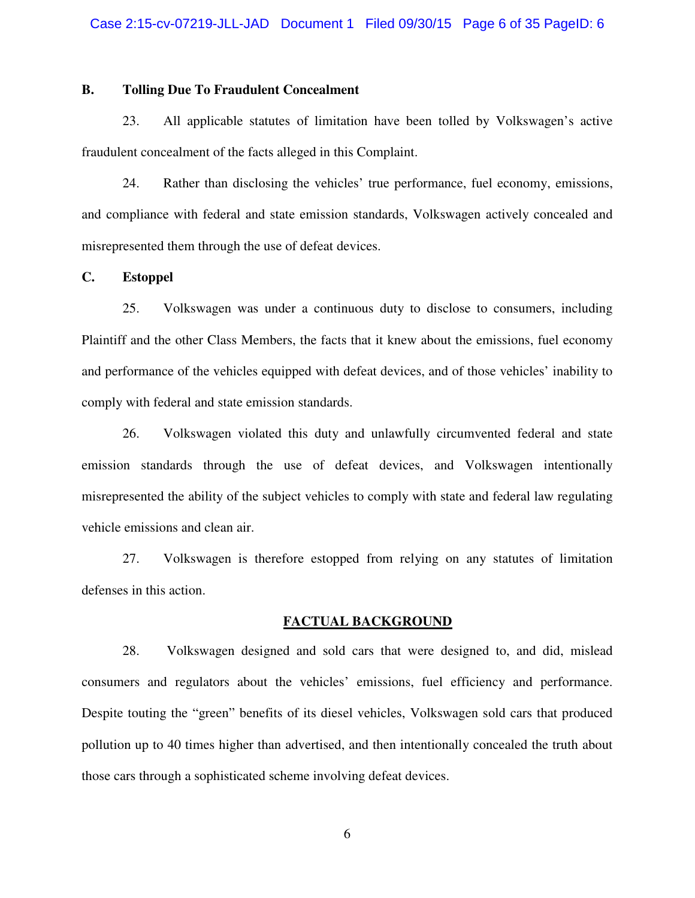### B. Tolling Due To Fraudulent Concealment

23. All applicable statutes of limitation have been tolled by Volkswagen's active fraudulent concealment of the facts alleged in this Complaint.

24. Rather than disclosing the vehicles' true performance, fuel economy, emissions, and compliance with federal and state emission standards, Volkswagen actively concealed and misrepresented them through the use of defeat devices.

### C. Estoppel

25. Volkswagen was under a continuous duty to disclose to consumers, including Plaintiff and the other Class Members, the facts that it knew about the emissions, fuel economy and performance of the vehicles equipped with defeat devices, and of those vehicles' inability to comply with federal and state emission standards.

26. Volkswagen violated this duty and unlawfully circumvented federal and state emission standards through the use of defeat devices, and Volkswagen intentionally misrepresented the ability of the subject vehicles to comply with state and federal law regulating vehicle emissions and clean air.

27. Volkswagen is therefore estopped from relying on any statutes of limitation defenses in this action.

## FACTUAL BACKGROUND

28. Volkswagen designed and sold cars that were designed to, and did, mislead consumers and regulators about the vehicles' emissions, fuel efficiency and performance. Despite touting the "green" benefits of its diesel vehicles, Volkswagen sold cars that produced pollution up to 40 times higher than advertised, and then intentionally concealed the truth about those cars through a sophisticated scheme involving defeat devices.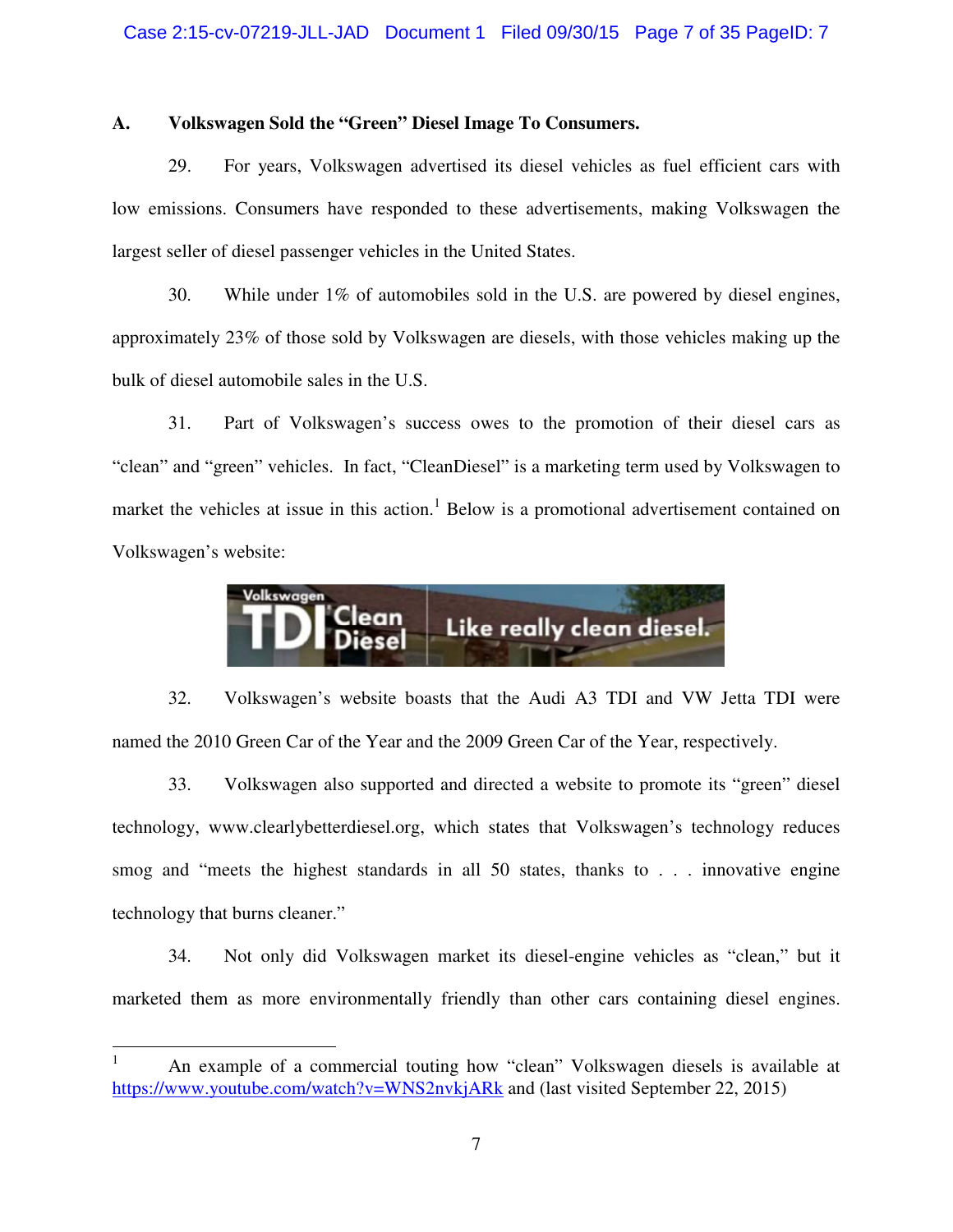### A. Volkswagen Sold the "Green" Diesel Image To Consumers.

29. For years, Volkswagen advertised its diesel vehicles as fuel efficient cars with low emissions. Consumers have responded to these advertisements, making Volkswagen the largest seller of diesel passenger vehicles in the United States.

30. While under 1% of automobiles sold in the U.S. are powered by diesel engines, approximately 23% of those sold by Volkswagen are diesels, with those vehicles making up the bulk of diesel automobile sales in the U.S.

31. Part of Volkswagen's success owes to the promotion of their diesel cars as "clean" and "green" vehicles. In fact, "CleanDiesel" is a marketing term used by Volkswagen to market the vehicles at issue in this action.[1] Below is a promotional advertisement contained on Volkswagen's website:

Volkswagen TDI Clean Diesel | Like really clean diesel.

32. Volkswagen's website boasts that the Audi A3 TDI and VW Jetta TDI were named the 2010 Green Car of the Year and the 2009 Green Car of the Year, respectively.

33. Volkswagen also supported and directed a website to promote its "green" diesel technology, www.clearlybetterdiesel.org, which states that Volkswagen's technology reduces smog and "meets the highest standards in all 50 states, thanks to . . . innovative engine technology that burns cleaner."

34. Not only did Volkswagen market its diesel-engine vehicles as "clean," but it marketed them as more environmentally friendly than other cars containing diesel engines.

---

[1] An example of a commercial touting how "clean" Volkswagen diesels is available at https://www.youtube.com/watch?v=WNS2nvkjARk and (last visited September 22, 2015)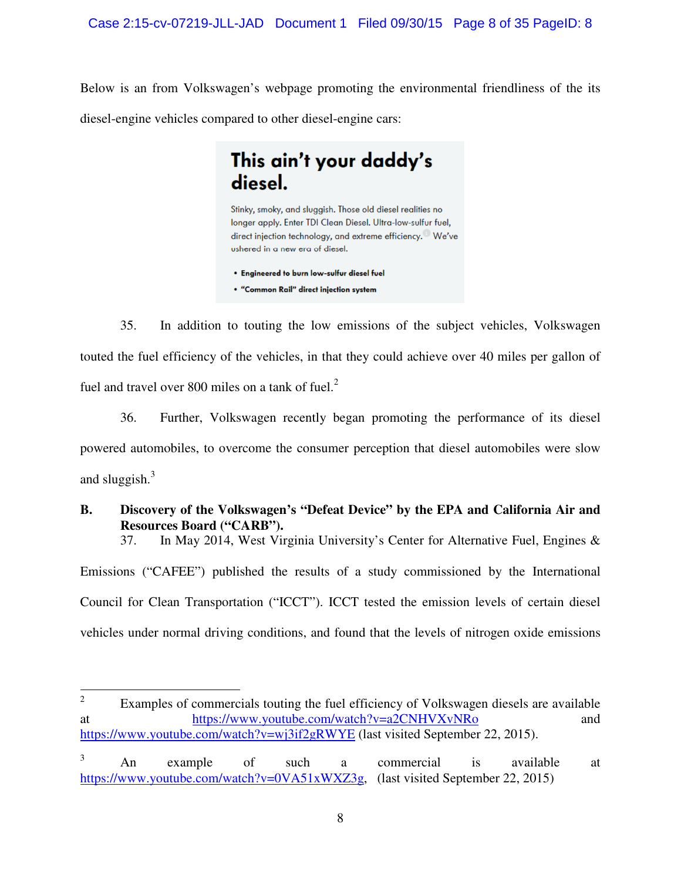Below is an from Volkswagen's webpage promoting the environmental friendliness of the its diesel-engine vehicles compared to other diesel-engine cars:

> **This ain't your daddy's diesel.**
>
> Stinky, smoky, and sluggish. Those old diesel realities no longer apply. Enter TDI Clean Diesel. Ultra-low-sulfur fuel, direct injection technology, and extreme efficiency. We've ushered in a new era of diesel.
>
> - **Engineered to burn low-sulfur diesel fuel**
> - **"Common Rail" direct injection system**

35. In addition to touting the low emissions of the subject vehicles, Volkswagen touted the fuel efficiency of the vehicles, in that they could achieve over 40 miles per gallon of fuel and travel over 800 miles on a tank of fuel.[2]

36. Further, Volkswagen recently began promoting the performance of its diesel powered automobiles, to overcome the consumer perception that diesel automobiles were slow and sluggish.[3]

**B. Discovery of the Volkswagen's "Defeat Device" by the EPA and California Air and Resources Board ("CARB").**

37. In May 2014, West Virginia University's Center for Alternative Fuel, Engines & Emissions ("CAFEE") published the results of a study commissioned by the International Council for Clean Transportation ("ICCT"). ICCT tested the emission levels of certain diesel vehicles under normal driving conditions, and found that the levels of nitrogen oxide emissions

---

[2] Examples of commercials touting the fuel efficiency of Volkswagen diesels are available at https://www.youtube.com/watch?v=a2CNHVXvNRo and https://www.youtube.com/watch?v=wj3if2gRWYE (last visited September 22, 2015).

[3] An example of such a commercial is available at https://www.youtube.com/watch?v=0VA51xWXZ3g, (last visited September 22, 2015)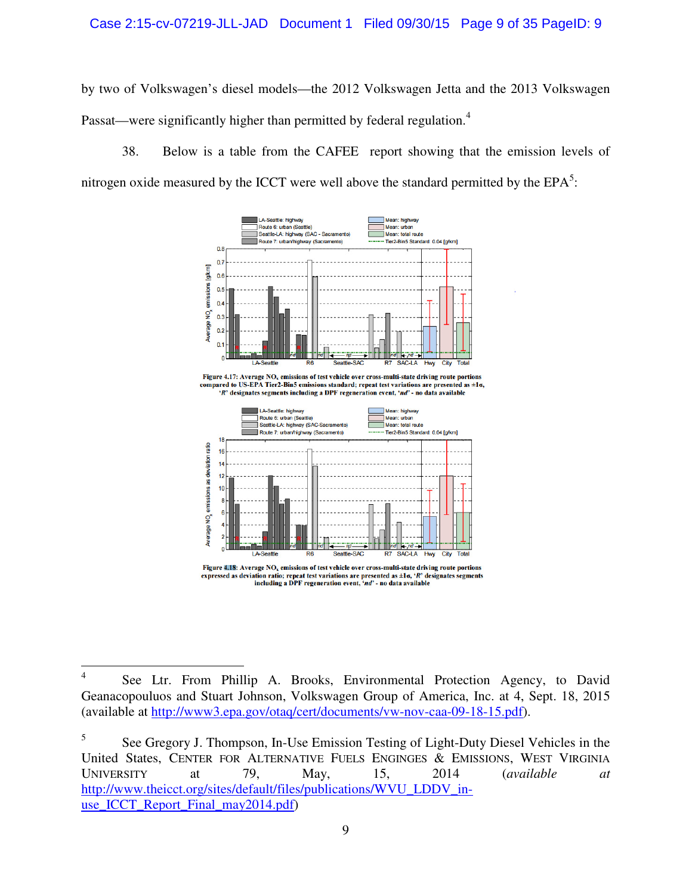by two of Volkswagen's diesel models—the 2012 Volkswagen Jetta and the 2013 Volkswagen Passat—were significantly higher than permitted by federal regulation.[4]

38. Below is a table from the CAFEE report showing that the emission levels of nitrogen oxide measured by the ICCT were well above the standard permitted by the EPA[5]:

**Figure 4.17: Average $NO_x$ emissions of test vehicle over cross-multi-state driving route portions compared to US-EPA Tier2-Bin5 emissions standard; repeat test variations are presented as ±1σ, '*R*' designates segments including a DPF regeneration event, '*nd*' - no data available**

**Figure 4.18: Average $NO_x$ emissions of test vehicle over cross-multi-state driving route portions expressed as deviation ratio; repeat test variations are presented as ±1σ, '*R*' designates segments including a DPF regeneration event, '*nd*' - no data available**

---

[4] See Ltr. From Phillip A. Brooks, Environmental Protection Agency, to David Geanacopouluos and Stuart Johnson, Volkswagen Group of America, Inc. at 4, Sept. 18, 2015 (available at http://www3.epa.gov/otaq/cert/documents/vw-nov-caa-09-18-15.pdf).

[5] See Gregory J. Thompson, In-Use Emission Testing of Light-Duty Diesel Vehicles in the United States, CENTER FOR ALTERNATIVE FUELS ENGINGES & EMISSIONS, WEST VIRGINIA UNIVERSITY at 79, May, 15, 2014 (*available at* http://www.theicct.org/sites/default/files/publications/WVU_LDDV_in-use_ICCT_Report_Final_may2014.pdf)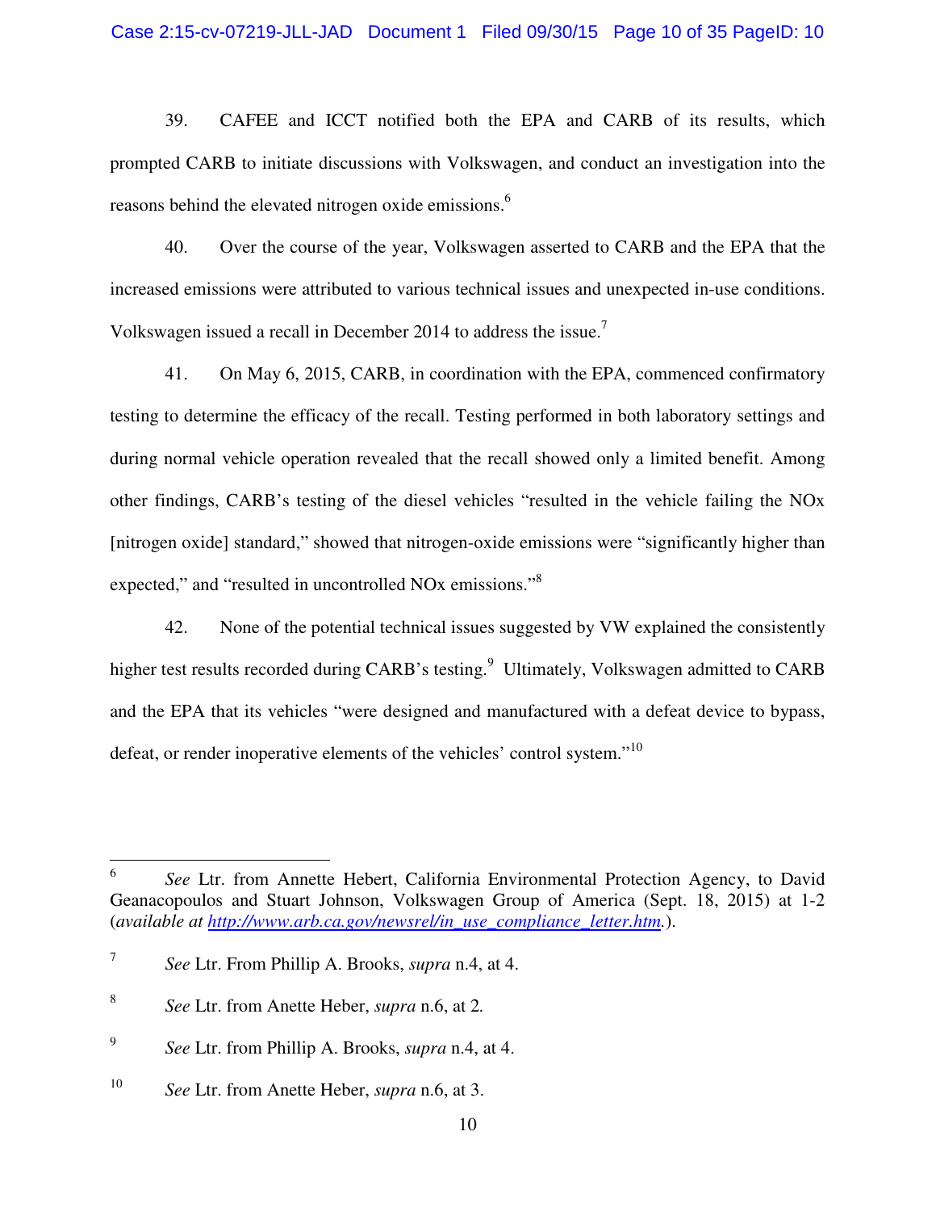39. CAFEE and ICCT notified both the EPA and CARB of its results, which prompted CARB to initiate discussions with Volkswagen, and conduct an investigation into the reasons behind the elevated nitrogen oxide emissions.[6]

40. Over the course of the year, Volkswagen asserted to CARB and the EPA that the increased emissions were attributed to various technical issues and unexpected in-use conditions. Volkswagen issued a recall in December 2014 to address the issue.[7]

41. On May 6, 2015, CARB, in coordination with the EPA, commenced confirmatory testing to determine the efficacy of the recall. Testing performed in both laboratory settings and during normal vehicle operation revealed that the recall showed only a limited benefit. Among other findings, CARB's testing of the diesel vehicles "resulted in the vehicle failing the NOx [nitrogen oxide] standard," showed that nitrogen-oxide emissions were "significantly higher than expected," and "resulted in uncontrolled NOx emissions."[8]

42. None of the potential technical issues suggested by VW explained the consistently higher test results recorded during CARB's testing.[9] Ultimately, Volkswagen admitted to CARB and the EPA that its vehicles "were designed and manufactured with a defeat device to bypass, defeat, or render inoperative elements of the vehicles' control system."[10]

---

[6] *See* Ltr. from Annette Hebert, California Environmental Protection Agency, to David Geanacopoulos and Stuart Johnson, Volkswagen Group of America (Sept. 18, 2015) at 1-2 (*available at* *http://www.arb.ca.gov/newsrel/in_use_compliance_letter.htm*.).

[7] *See* Ltr. From Phillip A. Brooks, *supra* n.4, at 4.

[8] *See* Ltr. from Anette Heber, *supra* n.6, at 2.

[9] *See* Ltr. from Phillip A. Brooks, *supra* n.4, at 4.

[10] *See* Ltr. from Anette Heber, *supra* n.6, at 3.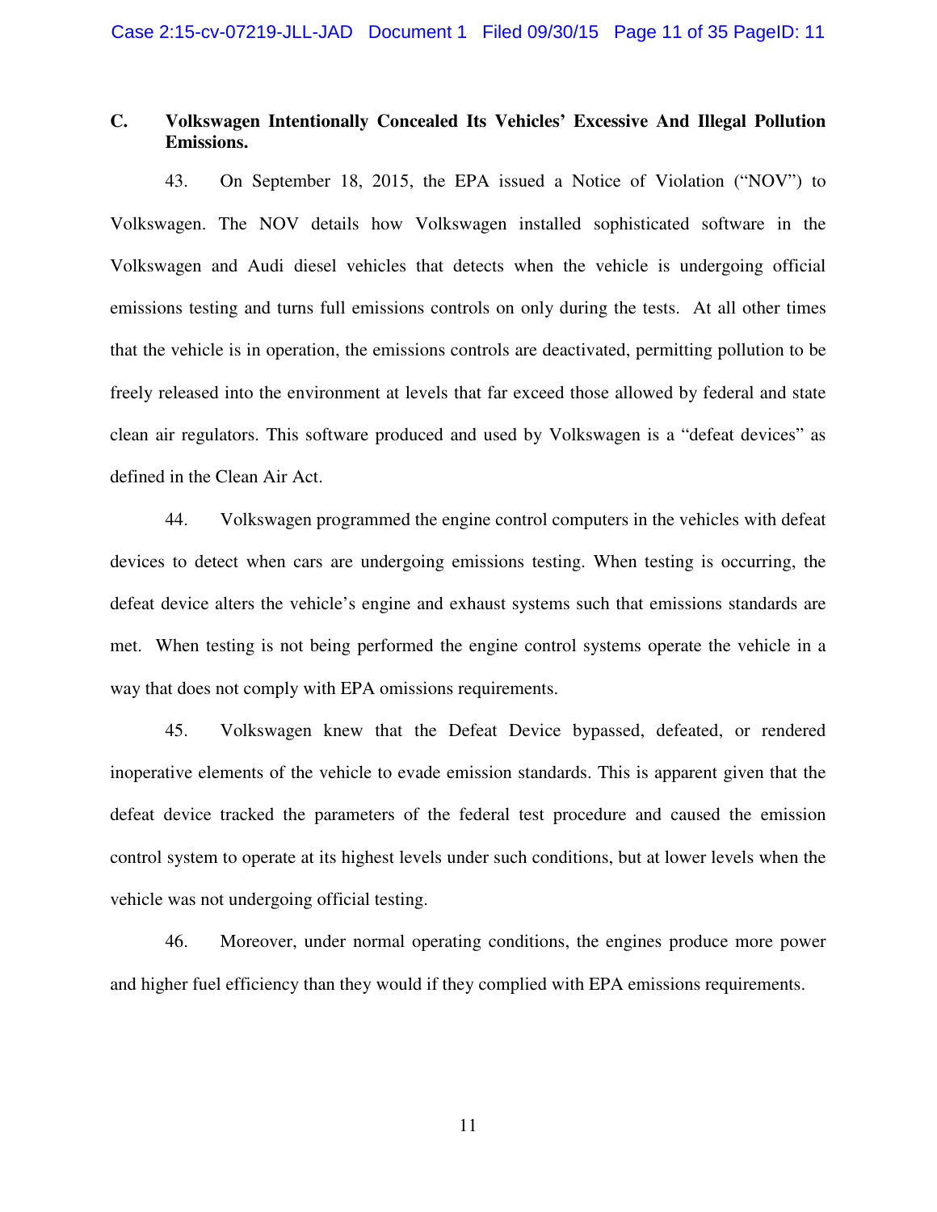### C. Volkswagen Intentionally Concealed Its Vehicles' Excessive And Illegal Pollution Emissions.

43. On September 18, 2015, the EPA issued a Notice of Violation ("NOV") to Volkswagen. The NOV details how Volkswagen installed sophisticated software in the Volkswagen and Audi diesel vehicles that detects when the vehicle is undergoing official emissions testing and turns full emissions controls on only during the tests. At all other times that the vehicle is in operation, the emissions controls are deactivated, permitting pollution to be freely released into the environment at levels that far exceed those allowed by federal and state clean air regulators. This software produced and used by Volkswagen is a "defeat devices" as defined in the Clean Air Act.

44. Volkswagen programmed the engine control computers in the vehicles with defeat devices to detect when cars are undergoing emissions testing. When testing is occurring, the defeat device alters the vehicle's engine and exhaust systems such that emissions standards are met. When testing is not being performed the engine control systems operate the vehicle in a way that does not comply with EPA omissions requirements.

45. Volkswagen knew that the Defeat Device bypassed, defeated, or rendered inoperative elements of the vehicle to evade emission standards. This is apparent given that the defeat device tracked the parameters of the federal test procedure and caused the emission control system to operate at its highest levels under such conditions, but at lower levels when the vehicle was not undergoing official testing.

46. Moreover, under normal operating conditions, the engines produce more power and higher fuel efficiency than they would if they complied with EPA emissions requirements.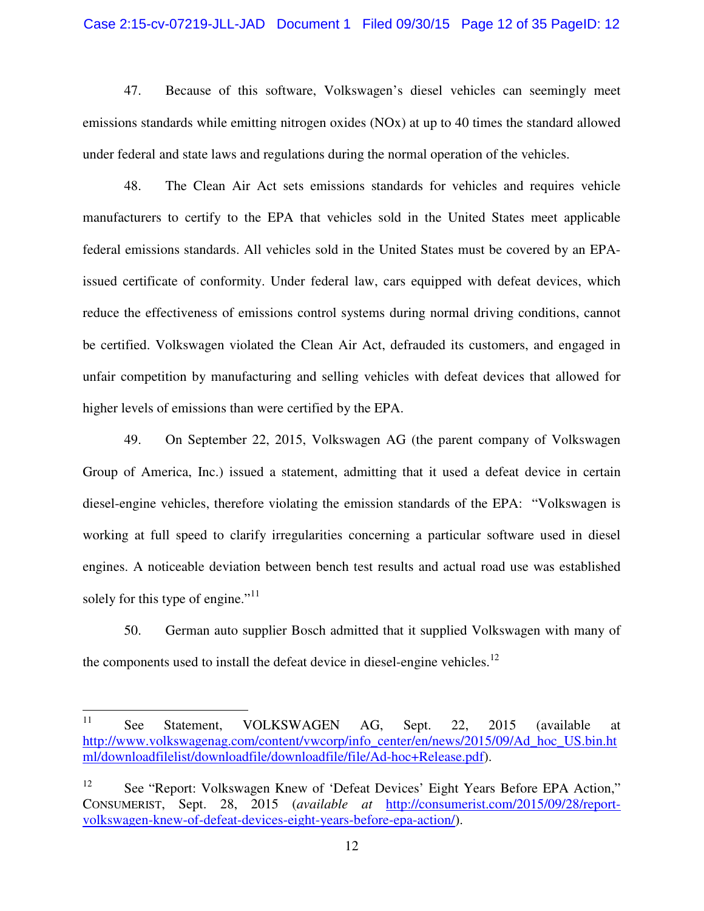47. Because of this software, Volkswagen's diesel vehicles can seemingly meet emissions standards while emitting nitrogen oxides (NOx) at up to 40 times the standard allowed under federal and state laws and regulations during the normal operation of the vehicles.

48. The Clean Air Act sets emissions standards for vehicles and requires vehicle manufacturers to certify to the EPA that vehicles sold in the United States meet applicable federal emissions standards. All vehicles sold in the United States must be covered by an EPA-issued certificate of conformity. Under federal law, cars equipped with defeat devices, which reduce the effectiveness of emissions control systems during normal driving conditions, cannot be certified. Volkswagen violated the Clean Air Act, defrauded its customers, and engaged in unfair competition by manufacturing and selling vehicles with defeat devices that allowed for higher levels of emissions than were certified by the EPA.

49. On September 22, 2015, Volkswagen AG (the parent company of Volkswagen Group of America, Inc.) issued a statement, admitting that it used a defeat device in certain diesel-engine vehicles, therefore violating the emission standards of the EPA: "Volkswagen is working at full speed to clarify irregularities concerning a particular software used in diesel engines. A noticeable deviation between bench test results and actual road use was established solely for this type of engine."[11]

50. German auto supplier Bosch admitted that it supplied Volkswagen with many of the components used to install the defeat device in diesel-engine vehicles.[12]

---

[11] See Statement, VOLKSWAGEN AG, Sept. 22, 2015 (available at http://www.volkswagenag.com/content/vwcorp/info_center/en/news/2015/09/Ad_hoc_US.bin.html/downloadfilelist/downloadfile/downloadfile/file/Ad-hoc+Release.pdf).

[12] See "Report: Volkswagen Knew of 'Defeat Devices' Eight Years Before EPA Action," CONSUMERIST, Sept. 28, 2015 (*available at* http://consumerist.com/2015/09/28/report-volkswagen-knew-of-defeat-devices-eight-years-before-epa-action/).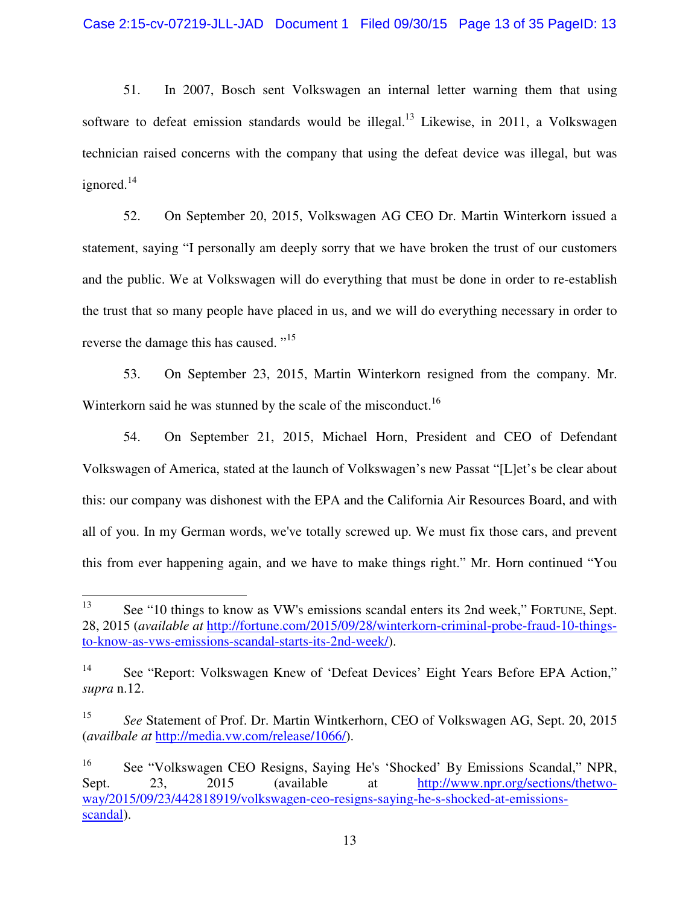51. In 2007, Bosch sent Volkswagen an internal letter warning them that using software to defeat emission standards would be illegal.[13] Likewise, in 2011, a Volkswagen technician raised concerns with the company that using the defeat device was illegal, but was ignored.[14]

52. On September 20, 2015, Volkswagen AG CEO Dr. Martin Winterkorn issued a statement, saying "I personally am deeply sorry that we have broken the trust of our customers and the public. We at Volkswagen will do everything that must be done in order to re-establish the trust that so many people have placed in us, and we will do everything necessary in order to reverse the damage this has caused. "[15]

53. On September 23, 2015, Martin Winterkorn resigned from the company. Mr. Winterkorn said he was stunned by the scale of the misconduct.[16]

54. On September 21, 2015, Michael Horn, President and CEO of Defendant Volkswagen of America, stated at the launch of Volkswagen's new Passat "[L]et's be clear about this: our company was dishonest with the EPA and the California Air Resources Board, and with all of you. In my German words, we've totally screwed up. We must fix those cars, and prevent this from ever happening again, and we have to make things right." Mr. Horn continued "You

---

[13] See "10 things to know as VW's emissions scandal enters its 2nd week," FORTUNE, Sept. 28, 2015 (*available at* http://fortune.com/2015/09/28/winterkorn-criminal-probe-fraud-10-things-to-know-as-vws-emissions-scandal-starts-its-2nd-week/).

[14] See "Report: Volkswagen Knew of 'Defeat Devices' Eight Years Before EPA Action," *supra* n.12.

[15] *See* Statement of Prof. Dr. Martin Wintkerhorn, CEO of Volkswagen AG, Sept. 20, 2015 (*availbale at* http://media.vw.com/release/1066/).

[16] See "Volkswagen CEO Resigns, Saying He's 'Shocked' By Emissions Scandal," NPR, Sept. 23, 2015 (available at http://www.npr.org/sections/thetwo-way/2015/09/23/442818919/volkswagen-ceo-resigns-saying-he-s-shocked-at-emissions-scandal).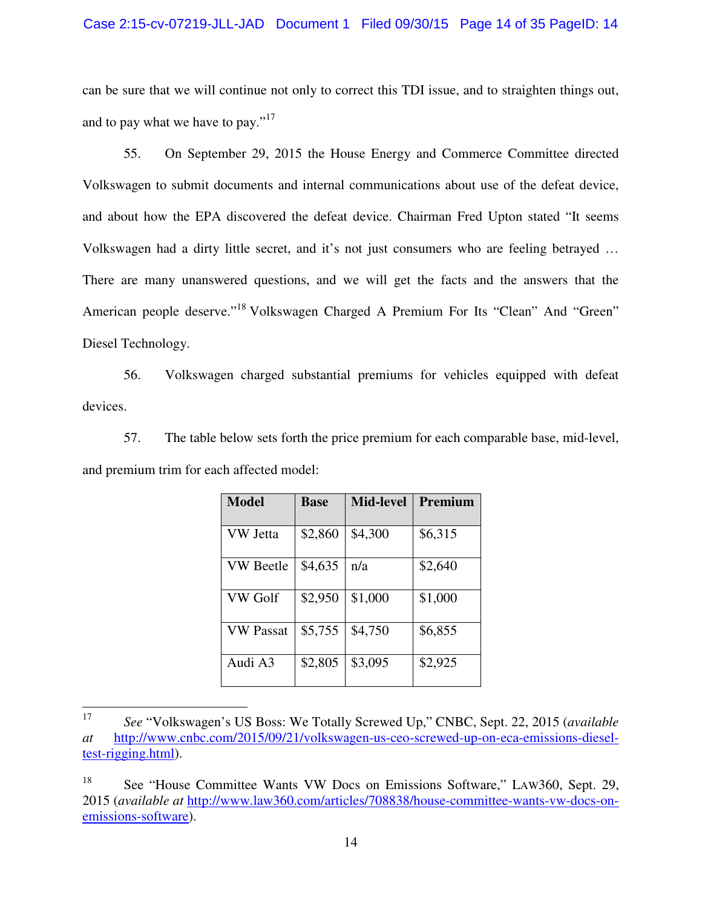can be sure that we will continue not only to correct this TDI issue, and to straighten things out, and to pay what we have to pay."[17]

55. On September 29, 2015 the House Energy and Commerce Committee directed Volkswagen to submit documents and internal communications about use of the defeat device, and about how the EPA discovered the defeat device. Chairman Fred Upton stated "It seems Volkswagen had a dirty little secret, and it's not just consumers who are feeling betrayed … There are many unanswered questions, and we will get the facts and the answers that the American people deserve."[18] Volkswagen Charged A Premium For Its "Clean" And "Green" Diesel Technology.

56. Volkswagen charged substantial premiums for vehicles equipped with defeat devices.

57. The table below sets forth the price premium for each comparable base, mid-level, and premium trim for each affected model:

| Model | Base | Mid-level | Premium |
|---|---|---|---|
| VW Jetta | $2,860 | $4,300 | $6,315 |
| VW Beetle | $4,635 | n/a | $2,640 |
| VW Golf | $2,950 | $1,000 | $1,000 |
| VW Passat | $5,755 | $4,750 | $6,855 |
| Audi A3 | $2,805 | $3,095 | $2,925 |

---

[17] *See* "Volkswagen's US Boss: We Totally Screwed Up," CNBC, Sept. 22, 2015 (*available at* http://www.cnbc.com/2015/09/21/volkswagen-us-ceo-screwed-up-on-eca-emissions-diesel-test-rigging.html).

[18] See "House Committee Wants VW Docs on Emissions Software," LAW360, Sept. 29, 2015 (*available at* http://www.law360.com/articles/708838/house-committee-wants-vw-docs-on-emissions-software).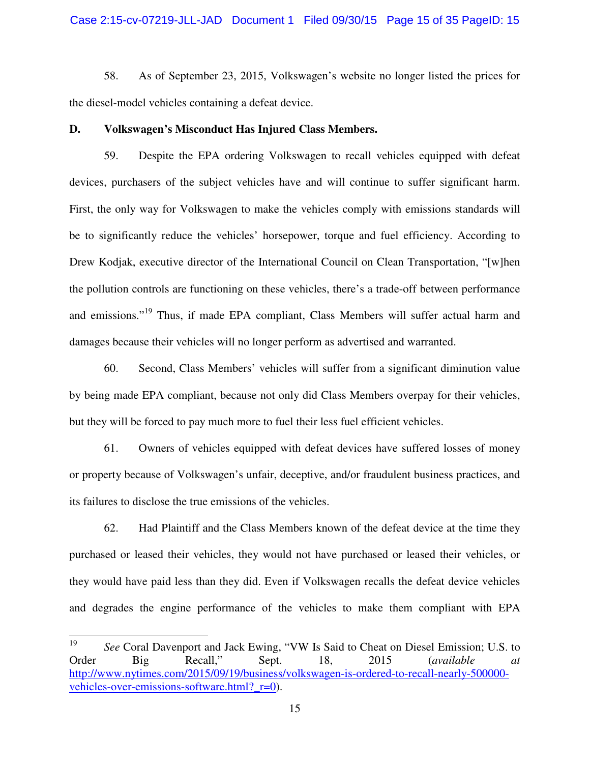58. As of September 23, 2015, Volkswagen's website no longer listed the prices for the diesel-model vehicles containing a defeat device.

**D. Volkswagen's Misconduct Has Injured Class Members.**

59. Despite the EPA ordering Volkswagen to recall vehicles equipped with defeat devices, purchasers of the subject vehicles have and will continue to suffer significant harm. First, the only way for Volkswagen to make the vehicles comply with emissions standards will be to significantly reduce the vehicles' horsepower, torque and fuel efficiency. According to Drew Kodjak, executive director of the International Council on Clean Transportation, "[w]hen the pollution controls are functioning on these vehicles, there's a trade-off between performance and emissions."[19] Thus, if made EPA compliant, Class Members will suffer actual harm and damages because their vehicles will no longer perform as advertised and warranted.

60. Second, Class Members' vehicles will suffer from a significant diminution value by being made EPA compliant, because not only did Class Members overpay for their vehicles, but they will be forced to pay much more to fuel their less fuel efficient vehicles.

61. Owners of vehicles equipped with defeat devices have suffered losses of money or property because of Volkswagen's unfair, deceptive, and/or fraudulent business practices, and its failures to disclose the true emissions of the vehicles.

62. Had Plaintiff and the Class Members known of the defeat device at the time they purchased or leased their vehicles, they would not have purchased or leased their vehicles, or they would have paid less than they did. Even if Volkswagen recalls the defeat device vehicles and degrades the engine performance of the vehicles to make them compliant with EPA

---

[19] *See* Coral Davenport and Jack Ewing, "VW Is Said to Cheat on Diesel Emission; U.S. to Order Big Recall," Sept. 18, 2015 (*available at* http://www.nytimes.com/2015/09/19/business/volkswagen-is-ordered-to-recall-nearly-500000-vehicles-over-emissions-software.html?_r=0).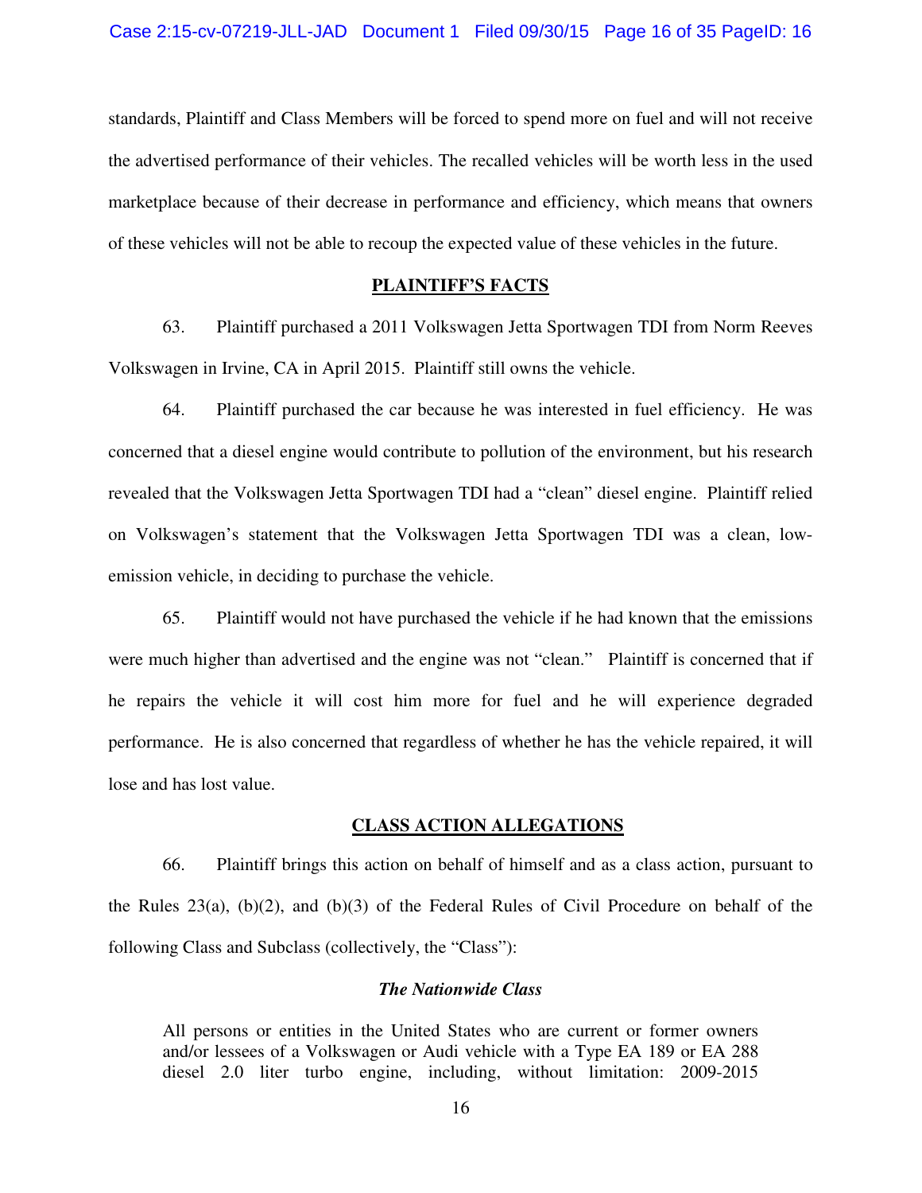standards, Plaintiff and Class Members will be forced to spend more on fuel and will not receive the advertised performance of their vehicles. The recalled vehicles will be worth less in the used marketplace because of their decrease in performance and efficiency, which means that owners of these vehicles will not be able to recoup the expected value of these vehicles in the future.

## PLAINTIFF'S FACTS

63. Plaintiff purchased a 2011 Volkswagen Jetta Sportwagen TDI from Norm Reeves Volkswagen in Irvine, CA in April 2015. Plaintiff still owns the vehicle.

64. Plaintiff purchased the car because he was interested in fuel efficiency. He was concerned that a diesel engine would contribute to pollution of the environment, but his research revealed that the Volkswagen Jetta Sportwagen TDI had a "clean" diesel engine. Plaintiff relied on Volkswagen's statement that the Volkswagen Jetta Sportwagen TDI was a clean, low-emission vehicle, in deciding to purchase the vehicle.

65. Plaintiff would not have purchased the vehicle if he had known that the emissions were much higher than advertised and the engine was not "clean." Plaintiff is concerned that if he repairs the vehicle it will cost him more for fuel and he will experience degraded performance. He is also concerned that regardless of whether he has the vehicle repaired, it will lose and has lost value.

## CLASS ACTION ALLEGATIONS

66. Plaintiff brings this action on behalf of himself and as a class action, pursuant to the Rules 23(a), (b)(2), and (b)(3) of the Federal Rules of Civil Procedure on behalf of the following Class and Subclass (collectively, the "Class"):

### *The Nationwide Class*

> All persons or entities in the United States who are current or former owners and/or lessees of a Volkswagen or Audi vehicle with a Type EA 189 or EA 288 diesel 2.0 liter turbo engine, including, without limitation: 2009-2015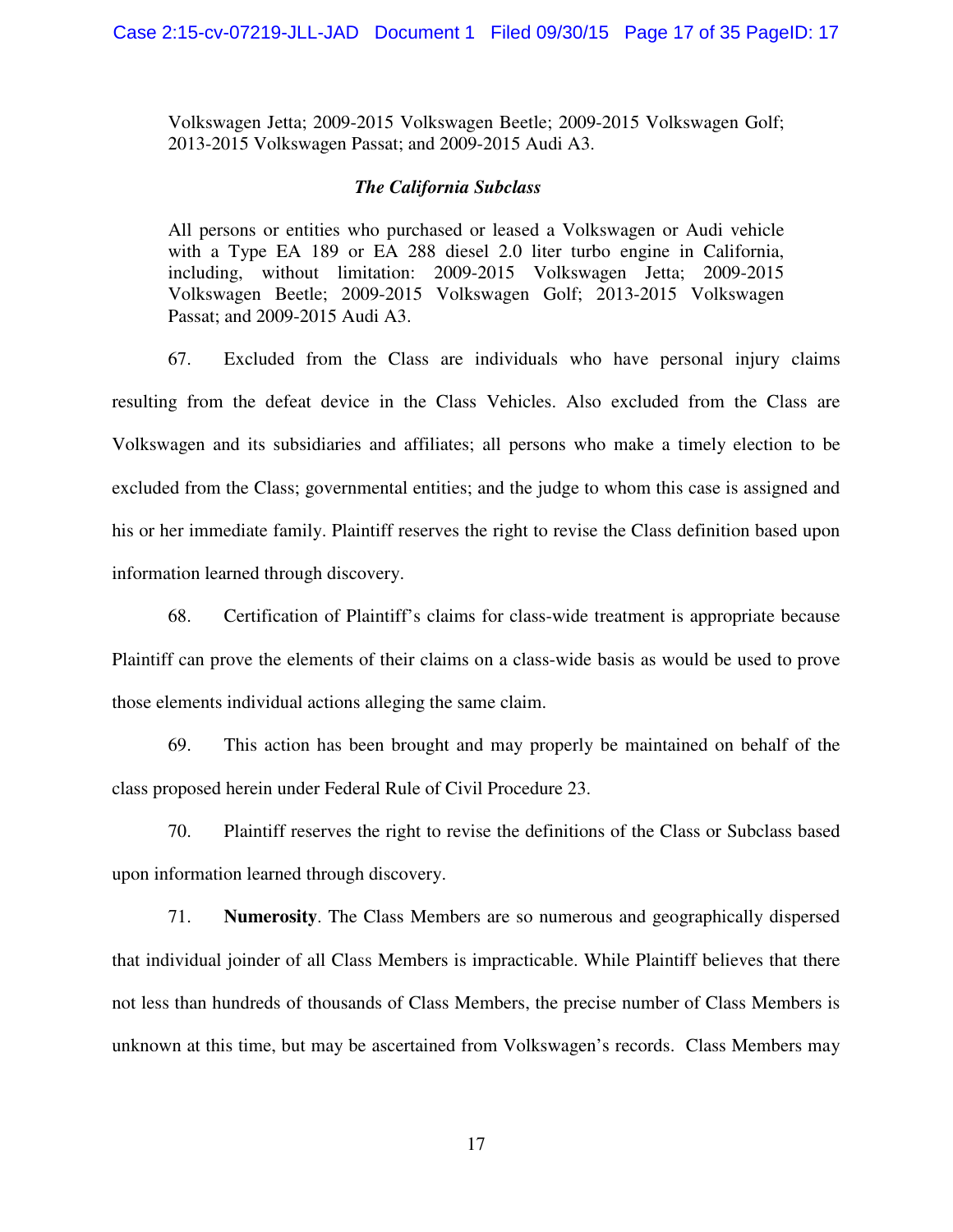Volkswagen Jetta; 2009-2015 Volkswagen Beetle; 2009-2015 Volkswagen Golf; 2013-2015 Volkswagen Passat; and 2009-2015 Audi A3.

***The California Subclass***

All persons or entities who purchased or leased a Volkswagen or Audi vehicle with a Type EA 189 or EA 288 diesel 2.0 liter turbo engine in California, including, without limitation: 2009-2015 Volkswagen Jetta; 2009-2015 Volkswagen Beetle; 2009-2015 Volkswagen Golf; 2013-2015 Volkswagen Passat; and 2009-2015 Audi A3.

67. Excluded from the Class are individuals who have personal injury claims resulting from the defeat device in the Class Vehicles. Also excluded from the Class are Volkswagen and its subsidiaries and affiliates; all persons who make a timely election to be excluded from the Class; governmental entities; and the judge to whom this case is assigned and his or her immediate family. Plaintiff reserves the right to revise the Class definition based upon information learned through discovery.

68. Certification of Plaintiff's claims for class-wide treatment is appropriate because Plaintiff can prove the elements of their claims on a class-wide basis as would be used to prove those elements individual actions alleging the same claim.

69. This action has been brought and may properly be maintained on behalf of the class proposed herein under Federal Rule of Civil Procedure 23.

70. Plaintiff reserves the right to revise the definitions of the Class or Subclass based upon information learned through discovery.

71. **Numerosity**. The Class Members are so numerous and geographically dispersed that individual joinder of all Class Members is impracticable. While Plaintiff believes that there not less than hundreds of thousands of Class Members, the precise number of Class Members is unknown at this time, but may be ascertained from Volkswagen's records. Class Members may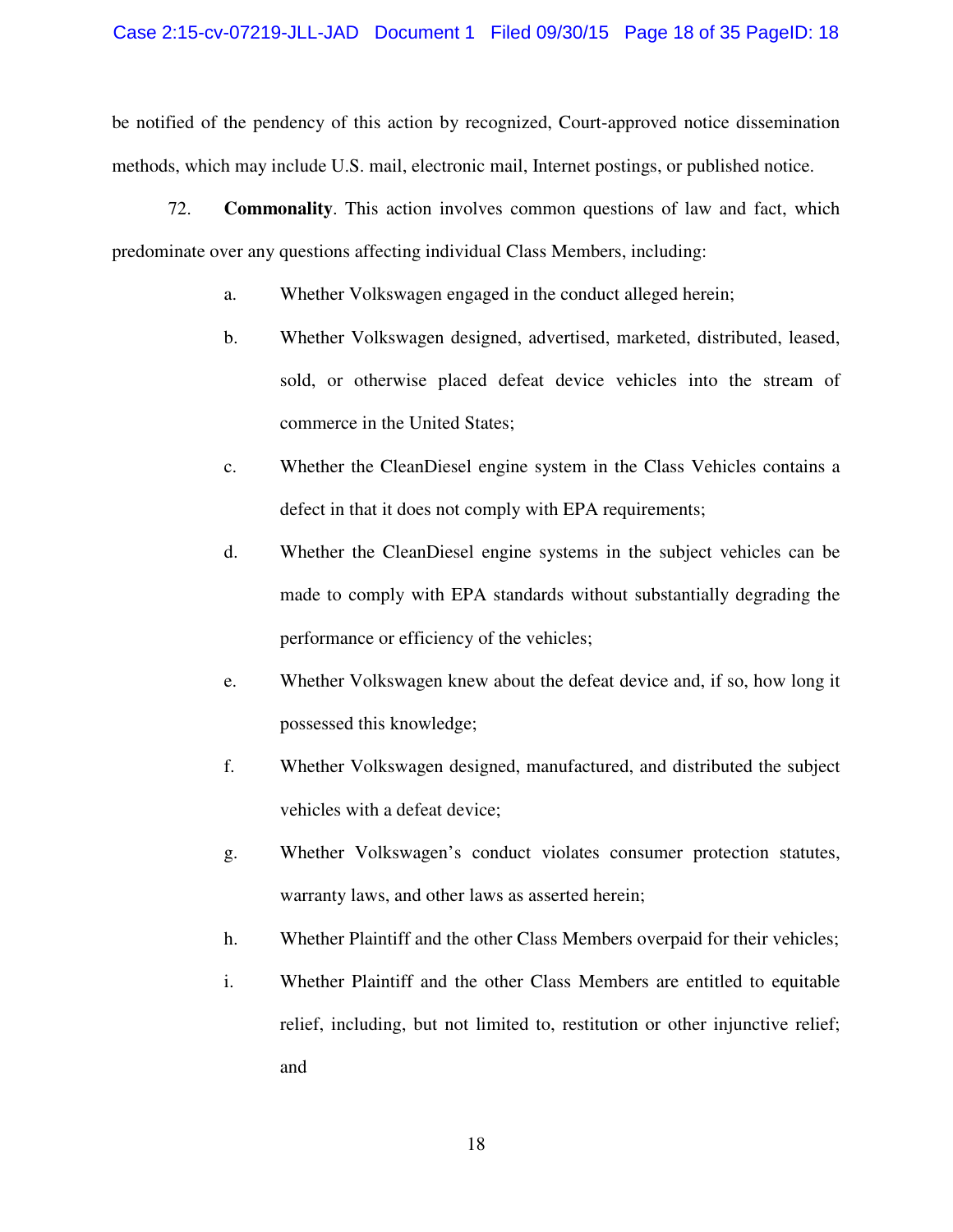be notified of the pendency of this action by recognized, Court-approved notice dissemination methods, which may include U.S. mail, electronic mail, Internet postings, or published notice.

72. **Commonality**. This action involves common questions of law and fact, which predominate over any questions affecting individual Class Members, including:

a. Whether Volkswagen engaged in the conduct alleged herein;

b. Whether Volkswagen designed, advertised, marketed, distributed, leased, sold, or otherwise placed defeat device vehicles into the stream of commerce in the United States;

c. Whether the CleanDiesel engine system in the Class Vehicles contains a defect in that it does not comply with EPA requirements;

d. Whether the CleanDiesel engine systems in the subject vehicles can be made to comply with EPA standards without substantially degrading the performance or efficiency of the vehicles;

e. Whether Volkswagen knew about the defeat device and, if so, how long it possessed this knowledge;

f. Whether Volkswagen designed, manufactured, and distributed the subject vehicles with a defeat device;

g. Whether Volkswagen's conduct violates consumer protection statutes, warranty laws, and other laws as asserted herein;

h. Whether Plaintiff and the other Class Members overpaid for their vehicles;

i. Whether Plaintiff and the other Class Members are entitled to equitable relief, including, but not limited to, restitution or other injunctive relief; and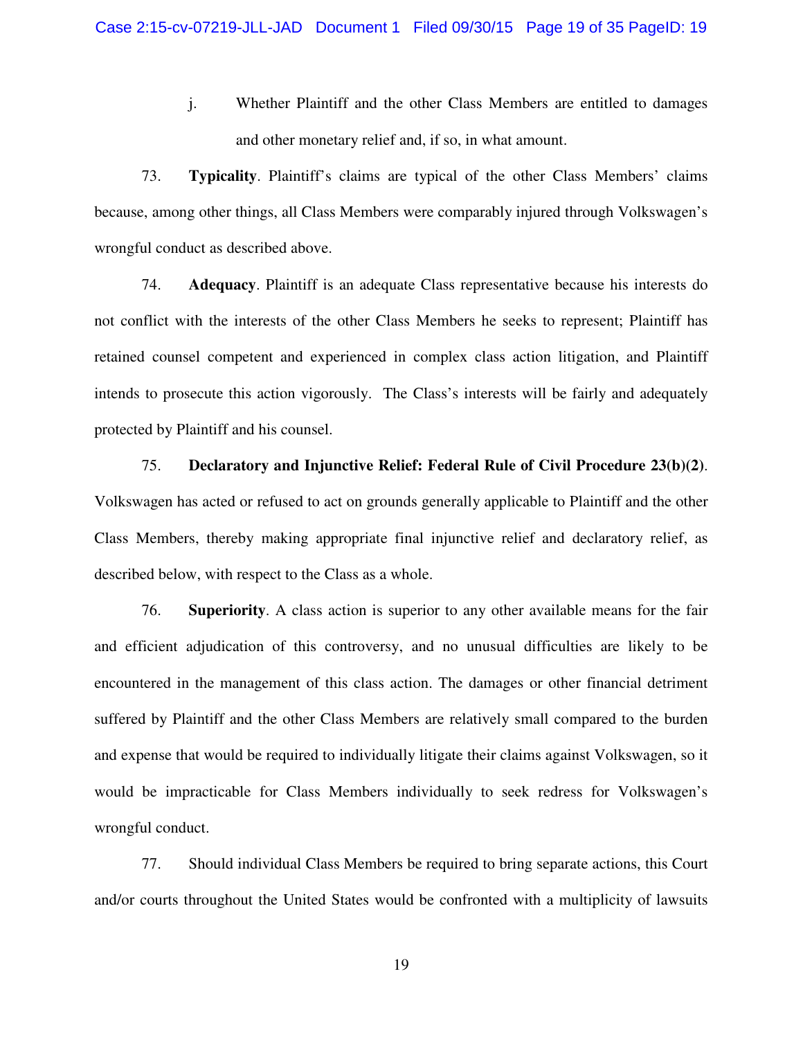j. Whether Plaintiff and the other Class Members are entitled to damages and other monetary relief and, if so, in what amount.

73. **Typicality**. Plaintiff's claims are typical of the other Class Members' claims because, among other things, all Class Members were comparably injured through Volkswagen's wrongful conduct as described above.

74. **Adequacy**. Plaintiff is an adequate Class representative because his interests do not conflict with the interests of the other Class Members he seeks to represent; Plaintiff has retained counsel competent and experienced in complex class action litigation, and Plaintiff intends to prosecute this action vigorously. The Class's interests will be fairly and adequately protected by Plaintiff and his counsel.

75. **Declaratory and Injunctive Relief: Federal Rule of Civil Procedure 23(b)(2)**. Volkswagen has acted or refused to act on grounds generally applicable to Plaintiff and the other Class Members, thereby making appropriate final injunctive relief and declaratory relief, as described below, with respect to the Class as a whole.

76. **Superiority**. A class action is superior to any other available means for the fair and efficient adjudication of this controversy, and no unusual difficulties are likely to be encountered in the management of this class action. The damages or other financial detriment suffered by Plaintiff and the other Class Members are relatively small compared to the burden and expense that would be required to individually litigate their claims against Volkswagen, so it would be impracticable for Class Members individually to seek redress for Volkswagen's wrongful conduct.

77. Should individual Class Members be required to bring separate actions, this Court and/or courts throughout the United States would be confronted with a multiplicity of lawsuits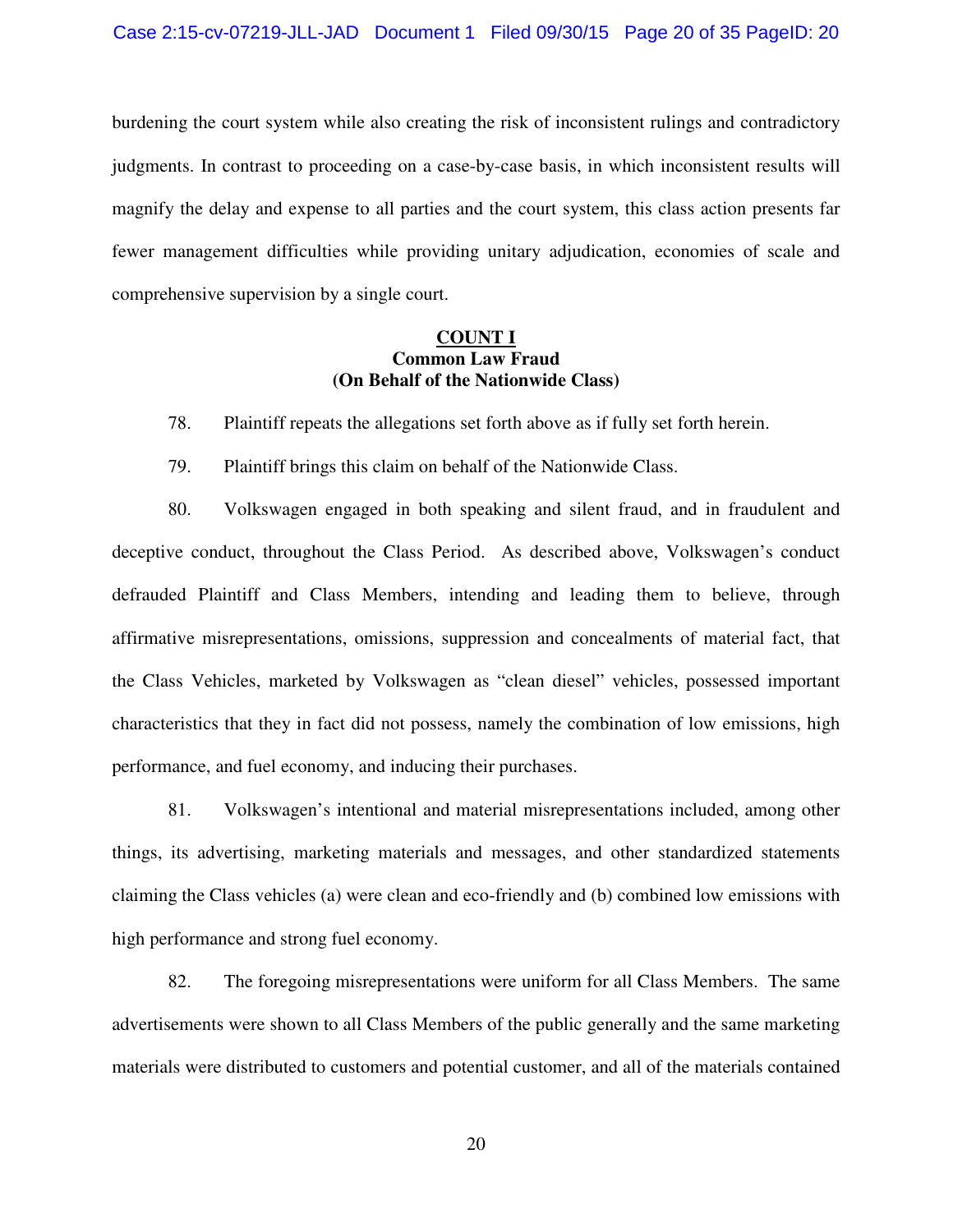burdening the court system while also creating the risk of inconsistent rulings and contradictory judgments. In contrast to proceeding on a case-by-case basis, in which inconsistent results will magnify the delay and expense to all parties and the court system, this class action presents far fewer management difficulties while providing unitary adjudication, economies of scale and comprehensive supervision by a single court.

**COUNT I**
**Common Law Fraud**
**(On Behalf of the Nationwide Class)**

78. Plaintiff repeats the allegations set forth above as if fully set forth herein.

79. Plaintiff brings this claim on behalf of the Nationwide Class.

80. Volkswagen engaged in both speaking and silent fraud, and in fraudulent and deceptive conduct, throughout the Class Period. As described above, Volkswagen's conduct defrauded Plaintiff and Class Members, intending and leading them to believe, through affirmative misrepresentations, omissions, suppression and concealments of material fact, that the Class Vehicles, marketed by Volkswagen as "clean diesel" vehicles, possessed important characteristics that they in fact did not possess, namely the combination of low emissions, high performance, and fuel economy, and inducing their purchases.

81. Volkswagen's intentional and material misrepresentations included, among other things, its advertising, marketing materials and messages, and other standardized statements claiming the Class vehicles (a) were clean and eco-friendly and (b) combined low emissions with high performance and strong fuel economy.

82. The foregoing misrepresentations were uniform for all Class Members. The same advertisements were shown to all Class Members of the public generally and the same marketing materials were distributed to customers and potential customer, and all of the materials contained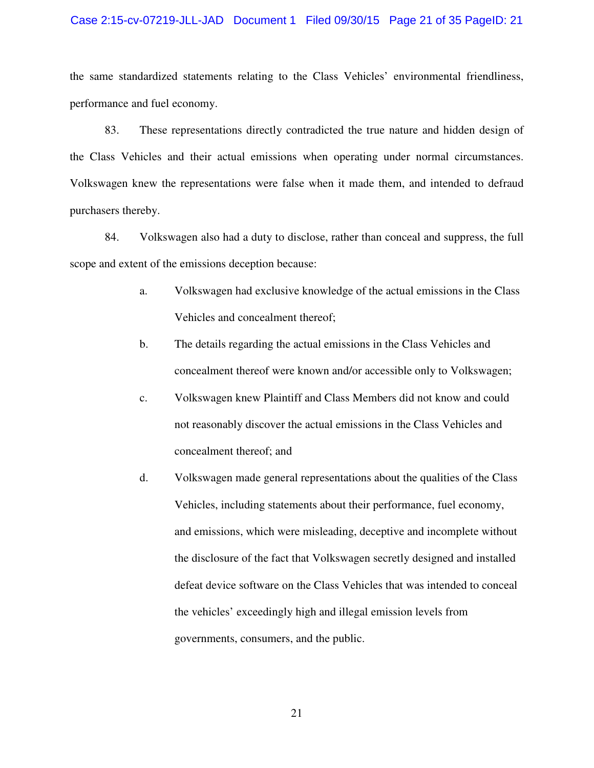the same standardized statements relating to the Class Vehicles' environmental friendliness, performance and fuel economy.

83. These representations directly contradicted the true nature and hidden design of the Class Vehicles and their actual emissions when operating under normal circumstances. Volkswagen knew the representations were false when it made them, and intended to defraud purchasers thereby.

84. Volkswagen also had a duty to disclose, rather than conceal and suppress, the full scope and extent of the emissions deception because:

a. Volkswagen had exclusive knowledge of the actual emissions in the Class Vehicles and concealment thereof;

b. The details regarding the actual emissions in the Class Vehicles and concealment thereof were known and/or accessible only to Volkswagen;

c. Volkswagen knew Plaintiff and Class Members did not know and could not reasonably discover the actual emissions in the Class Vehicles and concealment thereof; and

d. Volkswagen made general representations about the qualities of the Class Vehicles, including statements about their performance, fuel economy, and emissions, which were misleading, deceptive and incomplete without the disclosure of the fact that Volkswagen secretly designed and installed defeat device software on the Class Vehicles that was intended to conceal the vehicles' exceedingly high and illegal emission levels from governments, consumers, and the public.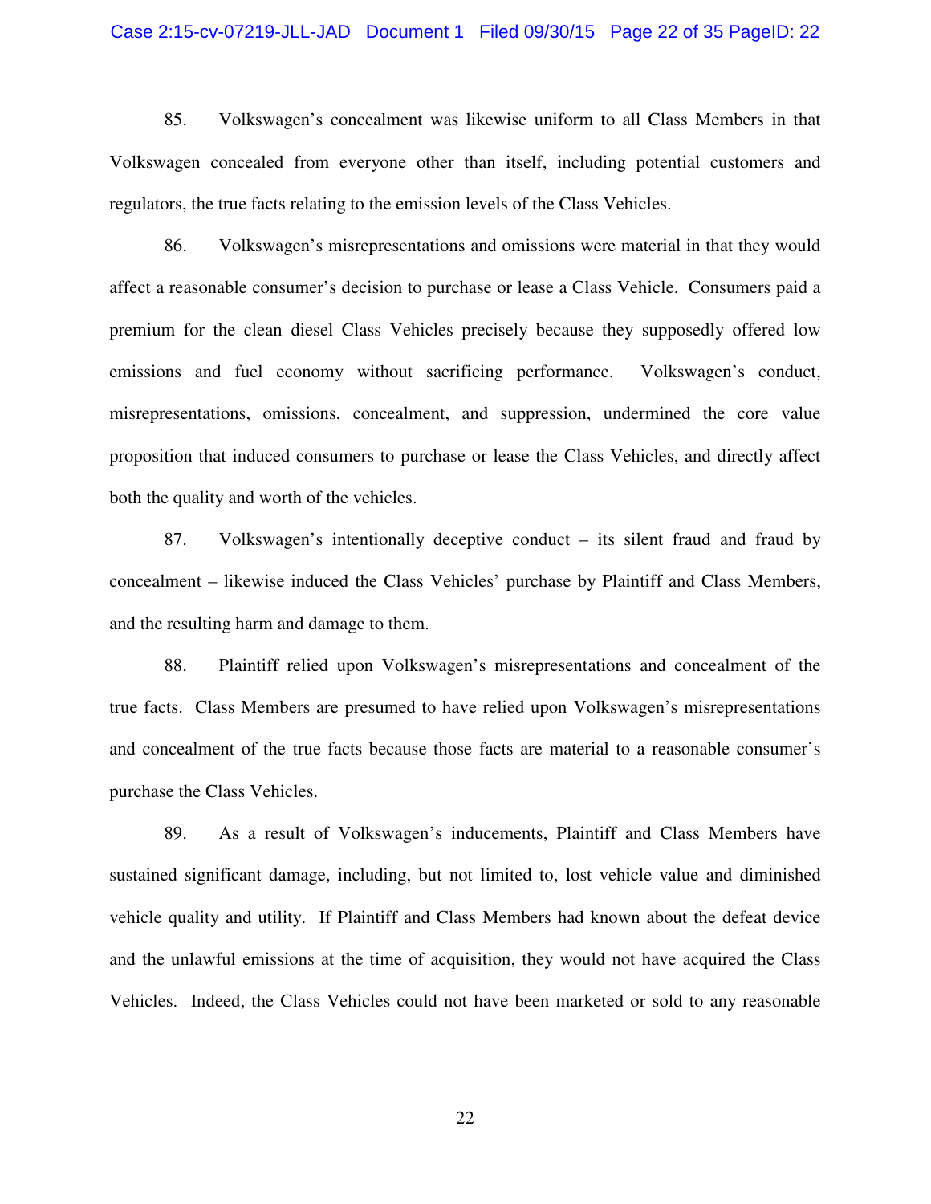85. Volkswagen's concealment was likewise uniform to all Class Members in that Volkswagen concealed from everyone other than itself, including potential customers and regulators, the true facts relating to the emission levels of the Class Vehicles.

86. Volkswagen's misrepresentations and omissions were material in that they would affect a reasonable consumer's decision to purchase or lease a Class Vehicle. Consumers paid a premium for the clean diesel Class Vehicles precisely because they supposedly offered low emissions and fuel economy without sacrificing performance. Volkswagen's conduct, misrepresentations, omissions, concealment, and suppression, undermined the core value proposition that induced consumers to purchase or lease the Class Vehicles, and directly affect both the quality and worth of the vehicles.

87. Volkswagen's intentionally deceptive conduct – its silent fraud and fraud by concealment – likewise induced the Class Vehicles' purchase by Plaintiff and Class Members, and the resulting harm and damage to them.

88. Plaintiff relied upon Volkswagen's misrepresentations and concealment of the true facts. Class Members are presumed to have relied upon Volkswagen's misrepresentations and concealment of the true facts because those facts are material to a reasonable consumer's purchase the Class Vehicles.

89. As a result of Volkswagen's inducements, Plaintiff and Class Members have sustained significant damage, including, but not limited to, lost vehicle value and diminished vehicle quality and utility. If Plaintiff and Class Members had known about the defeat device and the unlawful emissions at the time of acquisition, they would not have acquired the Class Vehicles. Indeed, the Class Vehicles could not have been marketed or sold to any reasonable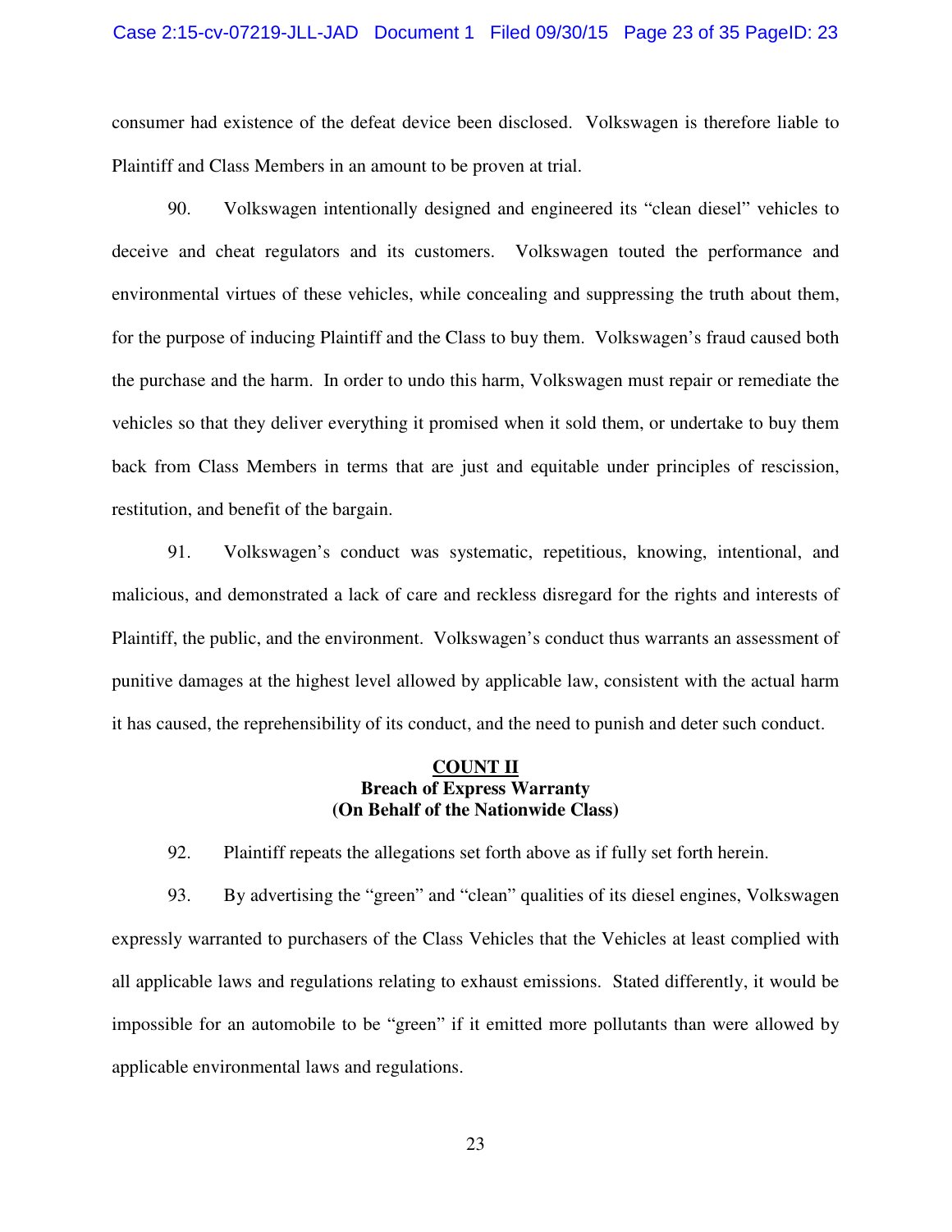consumer had existence of the defeat device been disclosed. Volkswagen is therefore liable to Plaintiff and Class Members in an amount to be proven at trial.

90. Volkswagen intentionally designed and engineered its "clean diesel" vehicles to deceive and cheat regulators and its customers. Volkswagen touted the performance and environmental virtues of these vehicles, while concealing and suppressing the truth about them, for the purpose of inducing Plaintiff and the Class to buy them. Volkswagen's fraud caused both the purchase and the harm. In order to undo this harm, Volkswagen must repair or remediate the vehicles so that they deliver everything it promised when it sold them, or undertake to buy them back from Class Members in terms that are just and equitable under principles of rescission, restitution, and benefit of the bargain.

91. Volkswagen's conduct was systematic, repetitious, knowing, intentional, and malicious, and demonstrated a lack of care and reckless disregard for the rights and interests of Plaintiff, the public, and the environment. Volkswagen's conduct thus warrants an assessment of punitive damages at the highest level allowed by applicable law, consistent with the actual harm it has caused, the reprehensibility of its conduct, and the need to punish and deter such conduct.

**COUNT II**
**Breach of Express Warranty**
**(On Behalf of the Nationwide Class)**

92. Plaintiff repeats the allegations set forth above as if fully set forth herein.

93. By advertising the "green" and "clean" qualities of its diesel engines, Volkswagen expressly warranted to purchasers of the Class Vehicles that the Vehicles at least complied with all applicable laws and regulations relating to exhaust emissions. Stated differently, it would be impossible for an automobile to be "green" if it emitted more pollutants than were allowed by applicable environmental laws and regulations.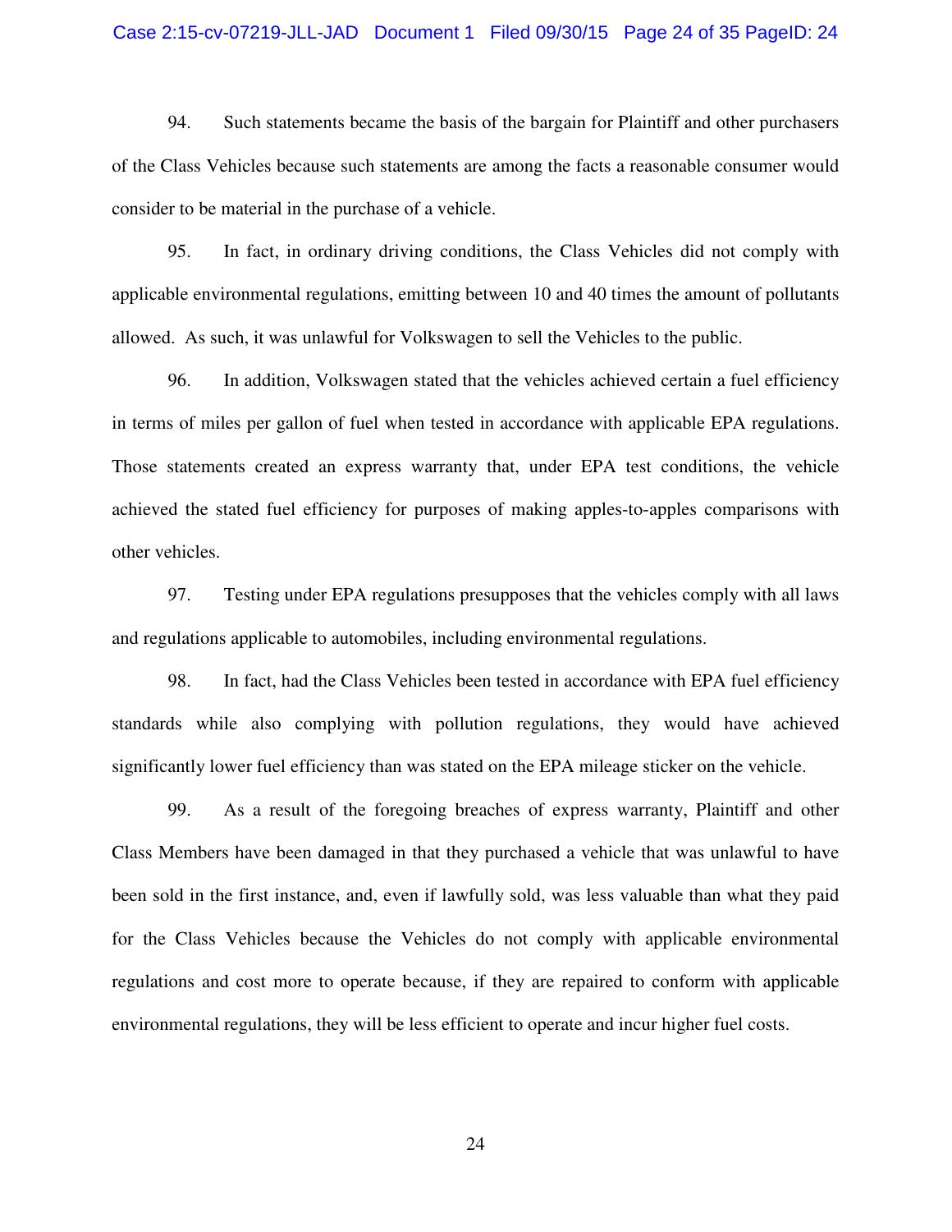94. Such statements became the basis of the bargain for Plaintiff and other purchasers of the Class Vehicles because such statements are among the facts a reasonable consumer would consider to be material in the purchase of a vehicle.

95. In fact, in ordinary driving conditions, the Class Vehicles did not comply with applicable environmental regulations, emitting between 10 and 40 times the amount of pollutants allowed. As such, it was unlawful for Volkswagen to sell the Vehicles to the public.

96. In addition, Volkswagen stated that the vehicles achieved certain a fuel efficiency in terms of miles per gallon of fuel when tested in accordance with applicable EPA regulations. Those statements created an express warranty that, under EPA test conditions, the vehicle achieved the stated fuel efficiency for purposes of making apples-to-apples comparisons with other vehicles.

97. Testing under EPA regulations presupposes that the vehicles comply with all laws and regulations applicable to automobiles, including environmental regulations.

98. In fact, had the Class Vehicles been tested in accordance with EPA fuel efficiency standards while also complying with pollution regulations, they would have achieved significantly lower fuel efficiency than was stated on the EPA mileage sticker on the vehicle.

99. As a result of the foregoing breaches of express warranty, Plaintiff and other Class Members have been damaged in that they purchased a vehicle that was unlawful to have been sold in the first instance, and, even if lawfully sold, was less valuable than what they paid for the Class Vehicles because the Vehicles do not comply with applicable environmental regulations and cost more to operate because, if they are repaired to conform with applicable environmental regulations, they will be less efficient to operate and incur higher fuel costs.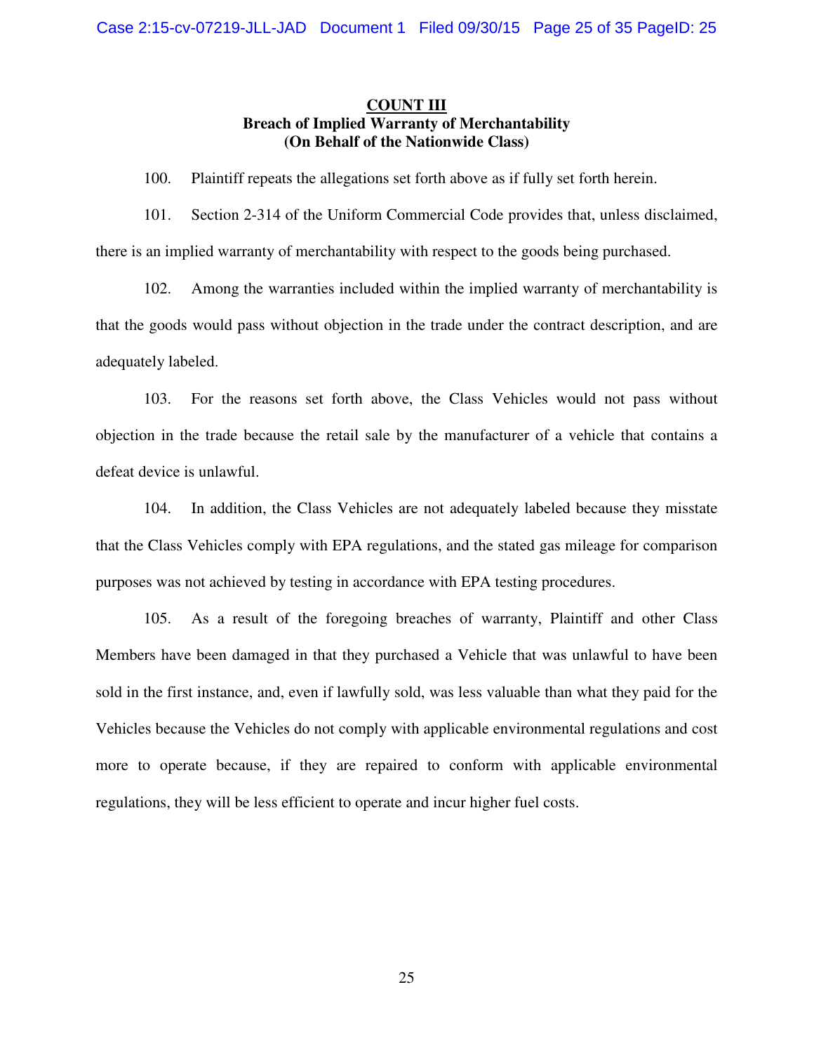**COUNT III**
**Breach of Implied Warranty of Merchantability**
**(On Behalf of the Nationwide Class)**

100. Plaintiff repeats the allegations set forth above as if fully set forth herein.

101. Section 2-314 of the Uniform Commercial Code provides that, unless disclaimed, there is an implied warranty of merchantability with respect to the goods being purchased.

102. Among the warranties included within the implied warranty of merchantability is that the goods would pass without objection in the trade under the contract description, and are adequately labeled.

103. For the reasons set forth above, the Class Vehicles would not pass without objection in the trade because the retail sale by the manufacturer of a vehicle that contains a defeat device is unlawful.

104. In addition, the Class Vehicles are not adequately labeled because they misstate that the Class Vehicles comply with EPA regulations, and the stated gas mileage for comparison purposes was not achieved by testing in accordance with EPA testing procedures.

105. As a result of the foregoing breaches of warranty, Plaintiff and other Class Members have been damaged in that they purchased a Vehicle that was unlawful to have been sold in the first instance, and, even if lawfully sold, was less valuable than what they paid for the Vehicles because the Vehicles do not comply with applicable environmental regulations and cost more to operate because, if they are repaired to conform with applicable environmental regulations, they will be less efficient to operate and incur higher fuel costs.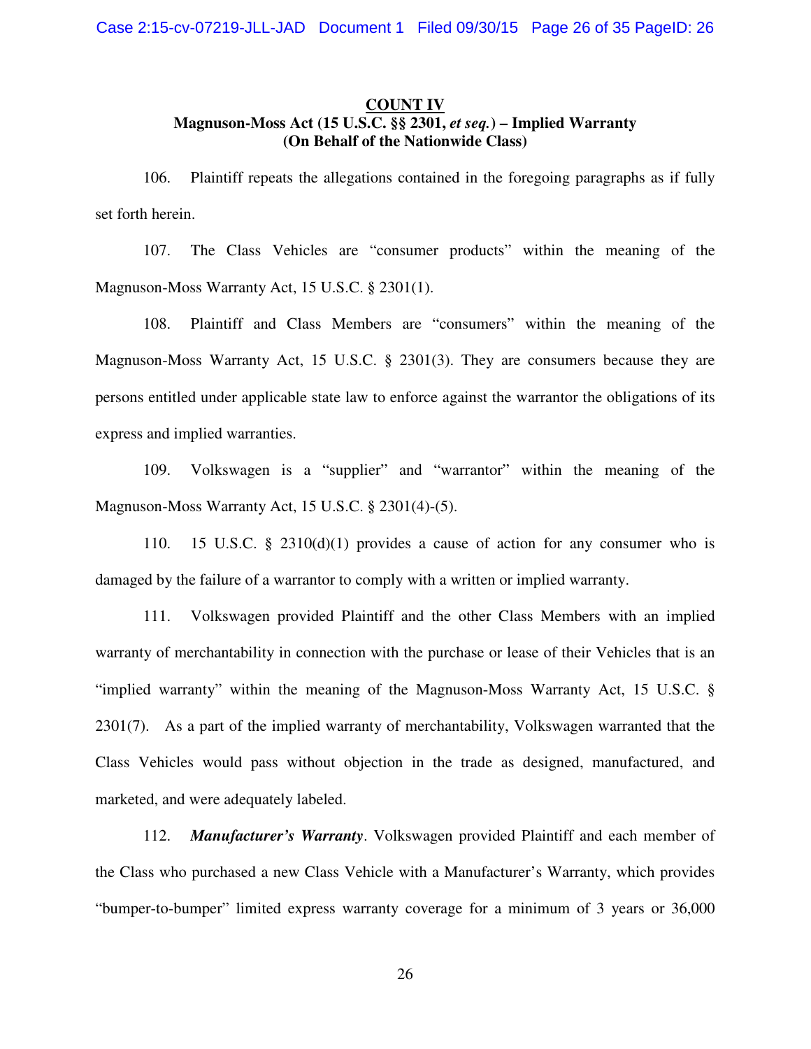**COUNT IV**

**Magnuson-Moss Act (15 U.S.C. §§ 2301, *et seq.*) – Implied Warranty (On Behalf of the Nationwide Class)**

106. Plaintiff repeats the allegations contained in the foregoing paragraphs as if fully set forth herein.

107. The Class Vehicles are "consumer products" within the meaning of the Magnuson-Moss Warranty Act, 15 U.S.C. § 2301(1).

108. Plaintiff and Class Members are "consumers" within the meaning of the Magnuson-Moss Warranty Act, 15 U.S.C. § 2301(3). They are consumers because they are persons entitled under applicable state law to enforce against the warrantor the obligations of its express and implied warranties.

109. Volkswagen is a "supplier" and "warrantor" within the meaning of the Magnuson-Moss Warranty Act, 15 U.S.C. § 2301(4)-(5).

110. 15 U.S.C. § 2310(d)(1) provides a cause of action for any consumer who is damaged by the failure of a warrantor to comply with a written or implied warranty.

111. Volkswagen provided Plaintiff and the other Class Members with an implied warranty of merchantability in connection with the purchase or lease of their Vehicles that is an "implied warranty" within the meaning of the Magnuson-Moss Warranty Act, 15 U.S.C. § 2301(7). As a part of the implied warranty of merchantability, Volkswagen warranted that the Class Vehicles would pass without objection in the trade as designed, manufactured, and marketed, and were adequately labeled.

112. ***Manufacturer's Warranty***. Volkswagen provided Plaintiff and each member of the Class who purchased a new Class Vehicle with a Manufacturer's Warranty, which provides "bumper-to-bumper" limited express warranty coverage for a minimum of 3 years or 36,000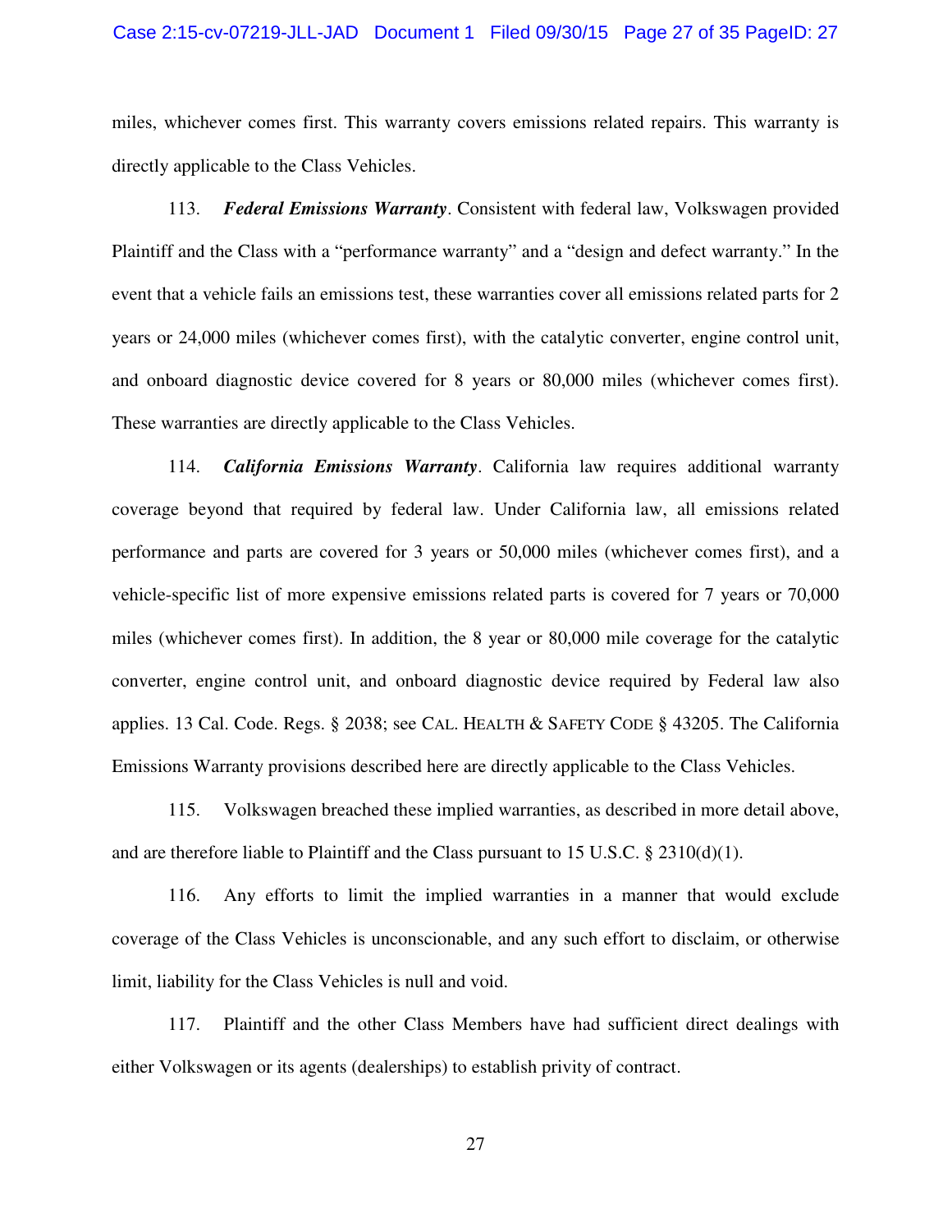miles, whichever comes first. This warranty covers emissions related repairs. This warranty is directly applicable to the Class Vehicles.

113. ***Federal Emissions Warranty***. Consistent with federal law, Volkswagen provided Plaintiff and the Class with a "performance warranty" and a "design and defect warranty." In the event that a vehicle fails an emissions test, these warranties cover all emissions related parts for 2 years or 24,000 miles (whichever comes first), with the catalytic converter, engine control unit, and onboard diagnostic device covered for 8 years or 80,000 miles (whichever comes first). These warranties are directly applicable to the Class Vehicles.

114. ***California Emissions Warranty***. California law requires additional warranty coverage beyond that required by federal law. Under California law, all emissions related performance and parts are covered for 3 years or 50,000 miles (whichever comes first), and a vehicle-specific list of more expensive emissions related parts is covered for 7 years or 70,000 miles (whichever comes first). In addition, the 8 year or 80,000 mile coverage for the catalytic converter, engine control unit, and onboard diagnostic device required by Federal law also applies. 13 Cal. Code. Regs. § 2038; see CAL. HEALTH & SAFETY CODE § 43205. The California Emissions Warranty provisions described here are directly applicable to the Class Vehicles.

115. Volkswagen breached these implied warranties, as described in more detail above, and are therefore liable to Plaintiff and the Class pursuant to 15 U.S.C. § 2310(d)(1).

116. Any efforts to limit the implied warranties in a manner that would exclude coverage of the Class Vehicles is unconscionable, and any such effort to disclaim, or otherwise limit, liability for the Class Vehicles is null and void.

117. Plaintiff and the other Class Members have had sufficient direct dealings with either Volkswagen or its agents (dealerships) to establish privity of contract.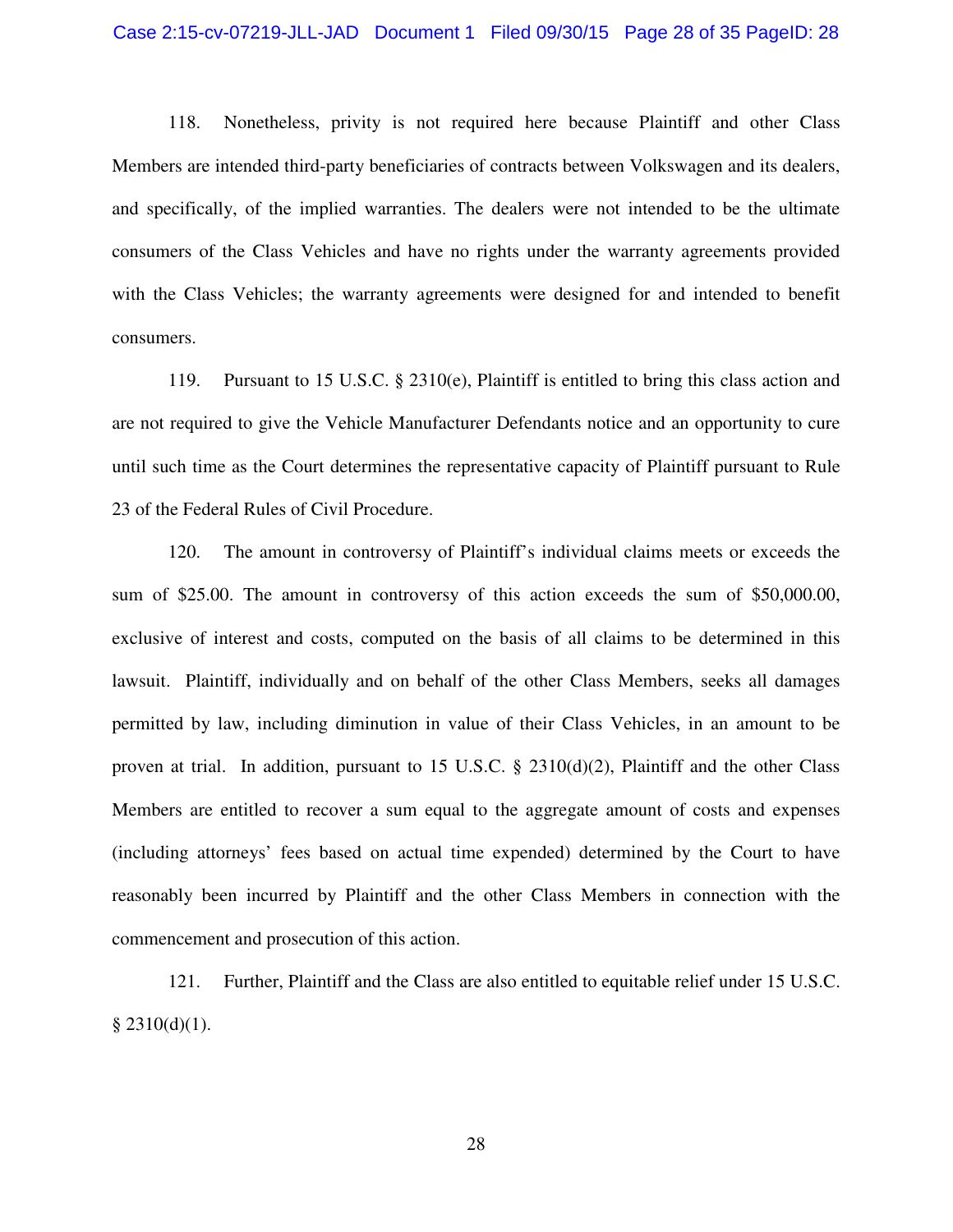118. Nonetheless, privity is not required here because Plaintiff and other Class Members are intended third-party beneficiaries of contracts between Volkswagen and its dealers, and specifically, of the implied warranties. The dealers were not intended to be the ultimate consumers of the Class Vehicles and have no rights under the warranty agreements provided with the Class Vehicles; the warranty agreements were designed for and intended to benefit consumers.

119. Pursuant to 15 U.S.C. § 2310(e), Plaintiff is entitled to bring this class action and are not required to give the Vehicle Manufacturer Defendants notice and an opportunity to cure until such time as the Court determines the representative capacity of Plaintiff pursuant to Rule 23 of the Federal Rules of Civil Procedure.

120. The amount in controversy of Plaintiff's individual claims meets or exceeds the sum of $25.00. The amount in controversy of this action exceeds the sum of $50,000.00, exclusive of interest and costs, computed on the basis of all claims to be determined in this lawsuit. Plaintiff, individually and on behalf of the other Class Members, seeks all damages permitted by law, including diminution in value of their Class Vehicles, in an amount to be proven at trial. In addition, pursuant to 15 U.S.C. § 2310(d)(2), Plaintiff and the other Class Members are entitled to recover a sum equal to the aggregate amount of costs and expenses (including attorneys' fees based on actual time expended) determined by the Court to have reasonably been incurred by Plaintiff and the other Class Members in connection with the commencement and prosecution of this action.

121. Further, Plaintiff and the Class are also entitled to equitable relief under 15 U.S.C. § 2310(d)(1).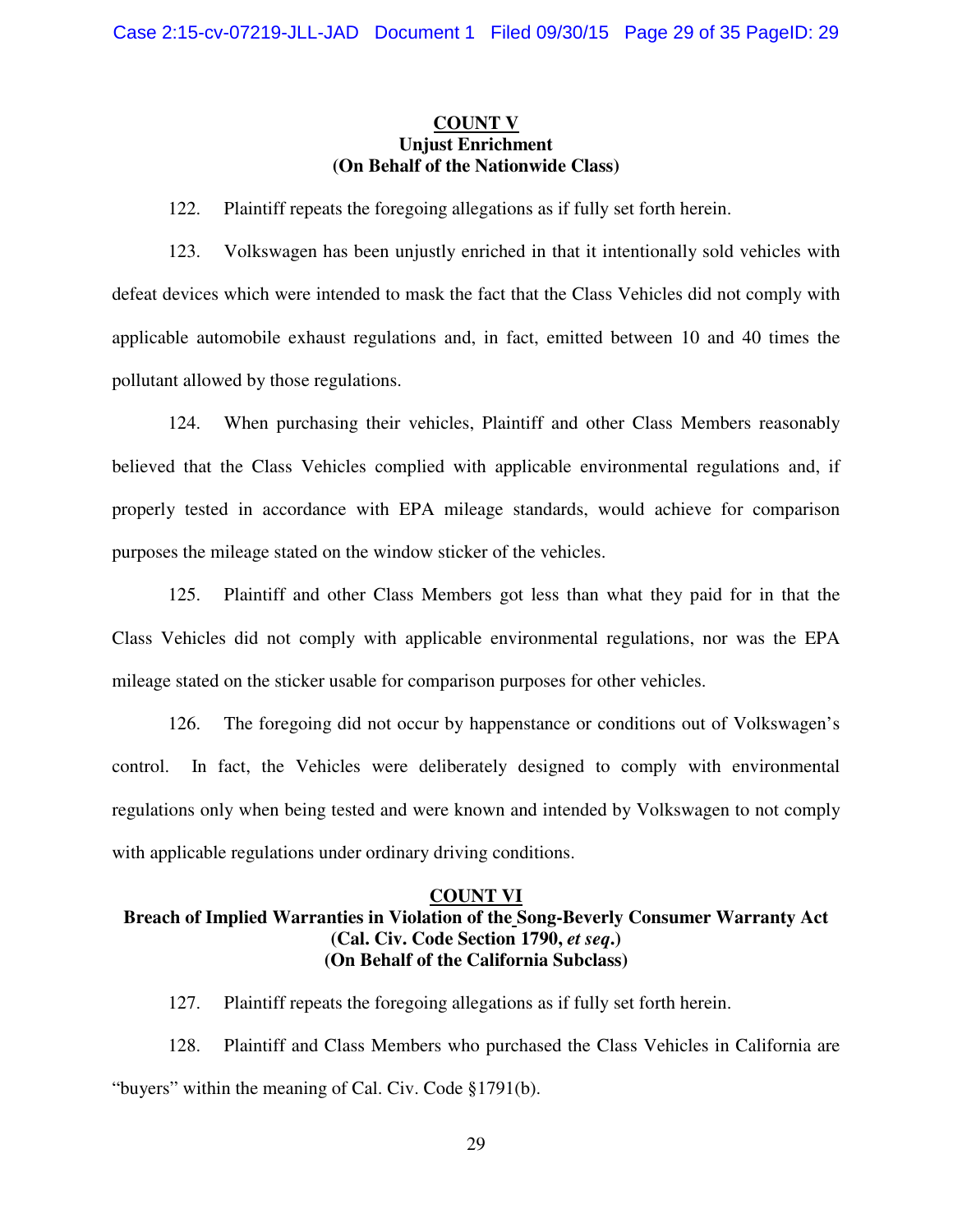**COUNT V**
**Unjust Enrichment**
**(On Behalf of the Nationwide Class)**

122. Plaintiff repeats the foregoing allegations as if fully set forth herein.

123. Volkswagen has been unjustly enriched in that it intentionally sold vehicles with defeat devices which were intended to mask the fact that the Class Vehicles did not comply with applicable automobile exhaust regulations and, in fact, emitted between 10 and 40 times the pollutant allowed by those regulations.

124. When purchasing their vehicles, Plaintiff and other Class Members reasonably believed that the Class Vehicles complied with applicable environmental regulations and, if properly tested in accordance with EPA mileage standards, would achieve for comparison purposes the mileage stated on the window sticker of the vehicles.

125. Plaintiff and other Class Members got less than what they paid for in that the Class Vehicles did not comply with applicable environmental regulations, nor was the EPA mileage stated on the sticker usable for comparison purposes for other vehicles.

126. The foregoing did not occur by happenstance or conditions out of Volkswagen's control. In fact, the Vehicles were deliberately designed to comply with environmental regulations only when being tested and were known and intended by Volkswagen to not comply with applicable regulations under ordinary driving conditions.

**COUNT VI**
**Breach of Implied Warranties in Violation of the Song-Beverly Consumer Warranty Act**
**(Cal. Civ. Code Section 1790, *et seq*.)**
**(On Behalf of the California Subclass)**

127. Plaintiff repeats the foregoing allegations as if fully set forth herein.

128. Plaintiff and Class Members who purchased the Class Vehicles in California are "buyers" within the meaning of Cal. Civ. Code §1791(b).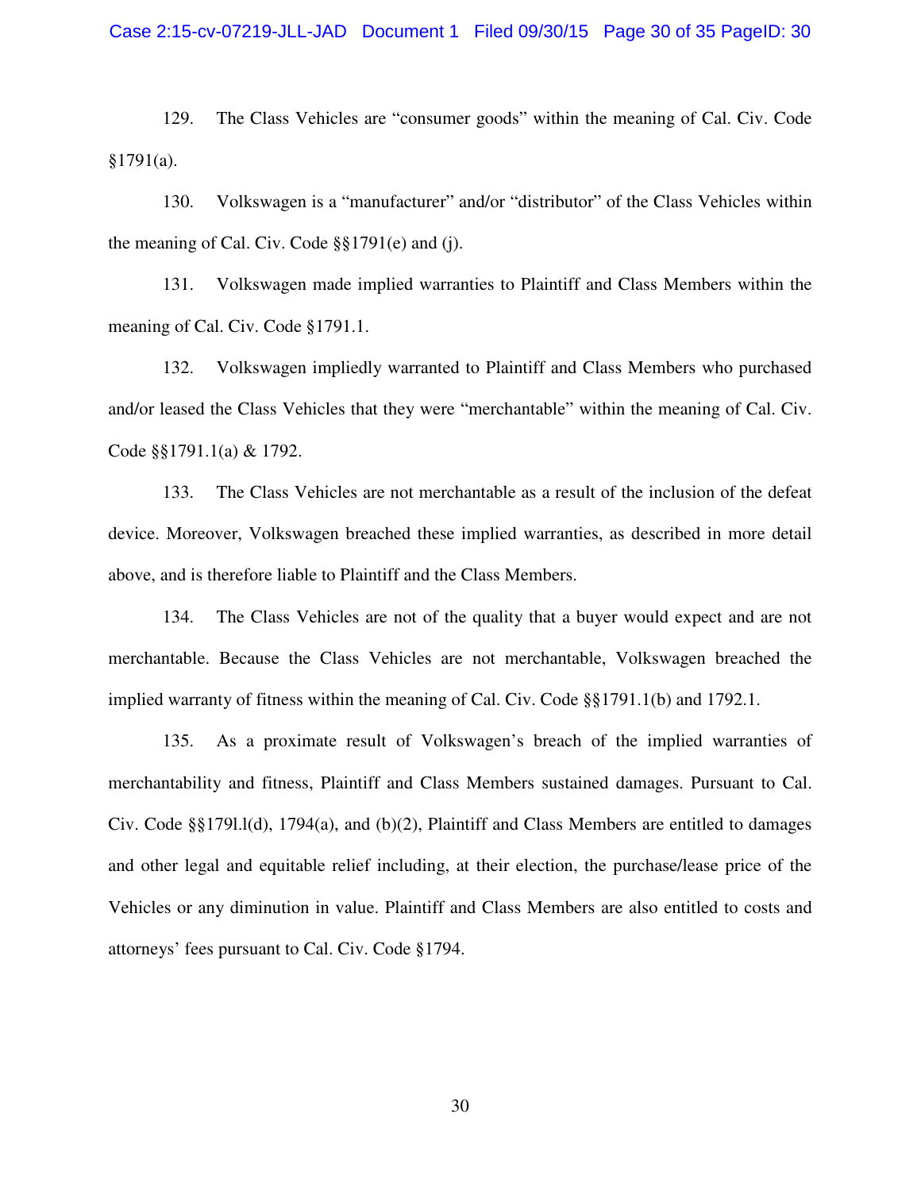129. The Class Vehicles are "consumer goods" within the meaning of Cal. Civ. Code §1791(a).

130. Volkswagen is a "manufacturer" and/or "distributor" of the Class Vehicles within the meaning of Cal. Civ. Code §§1791(e) and (j).

131. Volkswagen made implied warranties to Plaintiff and Class Members within the meaning of Cal. Civ. Code §1791.1.

132. Volkswagen impliedly warranted to Plaintiff and Class Members who purchased and/or leased the Class Vehicles that they were "merchantable" within the meaning of Cal. Civ. Code §§1791.1(a) & 1792.

133. The Class Vehicles are not merchantable as a result of the inclusion of the defeat device. Moreover, Volkswagen breached these implied warranties, as described in more detail above, and is therefore liable to Plaintiff and the Class Members.

134. The Class Vehicles are not of the quality that a buyer would expect and are not merchantable. Because the Class Vehicles are not merchantable, Volkswagen breached the implied warranty of fitness within the meaning of Cal. Civ. Code §§1791.1(b) and 1792.1.

135. As a proximate result of Volkswagen's breach of the implied warranties of merchantability and fitness, Plaintiff and Class Members sustained damages. Pursuant to Cal. Civ. Code §§179l.l(d), 1794(a), and (b)(2), Plaintiff and Class Members are entitled to damages and other legal and equitable relief including, at their election, the purchase/lease price of the Vehicles or any diminution in value. Plaintiff and Class Members are also entitled to costs and attorneys' fees pursuant to Cal. Civ. Code §1794.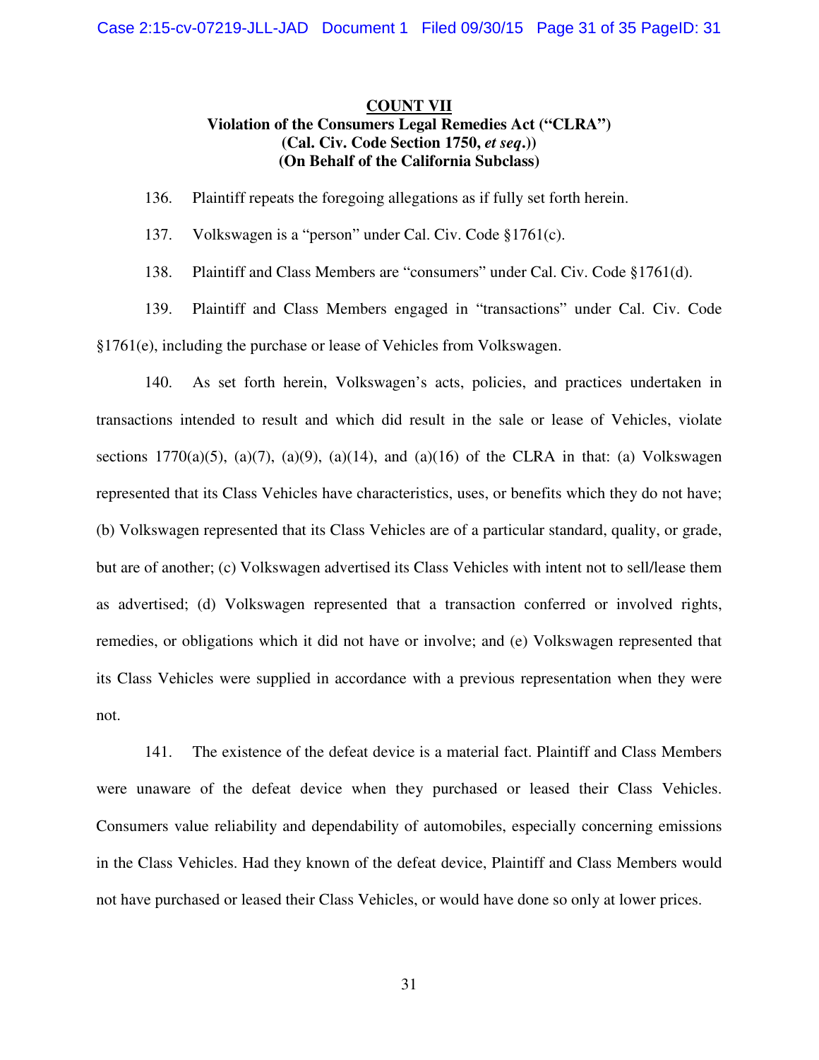**COUNT VII**

**Violation of the Consumers Legal Remedies Act ("CLRA")**
**(Cal. Civ. Code Section 1750, *et seq*.))**
**(On Behalf of the California Subclass)**

136. Plaintiff repeats the foregoing allegations as if fully set forth herein.

137. Volkswagen is a "person" under Cal. Civ. Code §1761(c).

138. Plaintiff and Class Members are "consumers" under Cal. Civ. Code §1761(d).

139. Plaintiff and Class Members engaged in "transactions" under Cal. Civ. Code §1761(e), including the purchase or lease of Vehicles from Volkswagen.

140. As set forth herein, Volkswagen's acts, policies, and practices undertaken in transactions intended to result and which did result in the sale or lease of Vehicles, violate sections 1770(a)(5), (a)(7), (a)(9), (a)(14), and (a)(16) of the CLRA in that: (a) Volkswagen represented that its Class Vehicles have characteristics, uses, or benefits which they do not have; (b) Volkswagen represented that its Class Vehicles are of a particular standard, quality, or grade, but are of another; (c) Volkswagen advertised its Class Vehicles with intent not to sell/lease them as advertised; (d) Volkswagen represented that a transaction conferred or involved rights, remedies, or obligations which it did not have or involve; and (e) Volkswagen represented that its Class Vehicles were supplied in accordance with a previous representation when they were not.

141. The existence of the defeat device is a material fact. Plaintiff and Class Members were unaware of the defeat device when they purchased or leased their Class Vehicles. Consumers value reliability and dependability of automobiles, especially concerning emissions in the Class Vehicles. Had they known of the defeat device, Plaintiff and Class Members would not have purchased or leased their Class Vehicles, or would have done so only at lower prices.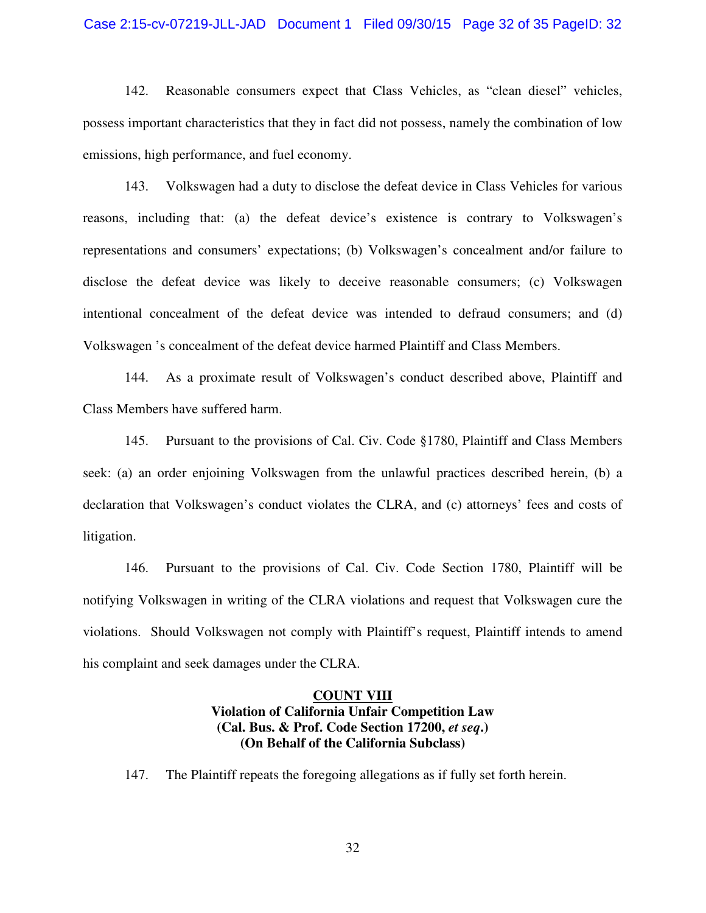142. Reasonable consumers expect that Class Vehicles, as "clean diesel" vehicles, possess important characteristics that they in fact did not possess, namely the combination of low emissions, high performance, and fuel economy.

143. Volkswagen had a duty to disclose the defeat device in Class Vehicles for various reasons, including that: (a) the defeat device's existence is contrary to Volkswagen's representations and consumers' expectations; (b) Volkswagen's concealment and/or failure to disclose the defeat device was likely to deceive reasonable consumers; (c) Volkswagen intentional concealment of the defeat device was intended to defraud consumers; and (d) Volkswagen 's concealment of the defeat device harmed Plaintiff and Class Members.

144. As a proximate result of Volkswagen's conduct described above, Plaintiff and Class Members have suffered harm.

145. Pursuant to the provisions of Cal. Civ. Code §1780, Plaintiff and Class Members seek: (a) an order enjoining Volkswagen from the unlawful practices described herein, (b) a declaration that Volkswagen's conduct violates the CLRA, and (c) attorneys' fees and costs of litigation.

146. Pursuant to the provisions of Cal. Civ. Code Section 1780, Plaintiff will be notifying Volkswagen in writing of the CLRA violations and request that Volkswagen cure the violations. Should Volkswagen not comply with Plaintiff's request, Plaintiff intends to amend his complaint and seek damages under the CLRA.

**COUNT VIII**
**Violation of California Unfair Competition Law**
**(Cal. Bus. & Prof. Code Section 17200, *et seq*.)**
**(On Behalf of the California Subclass)**

147. The Plaintiff repeats the foregoing allegations as if fully set forth herein.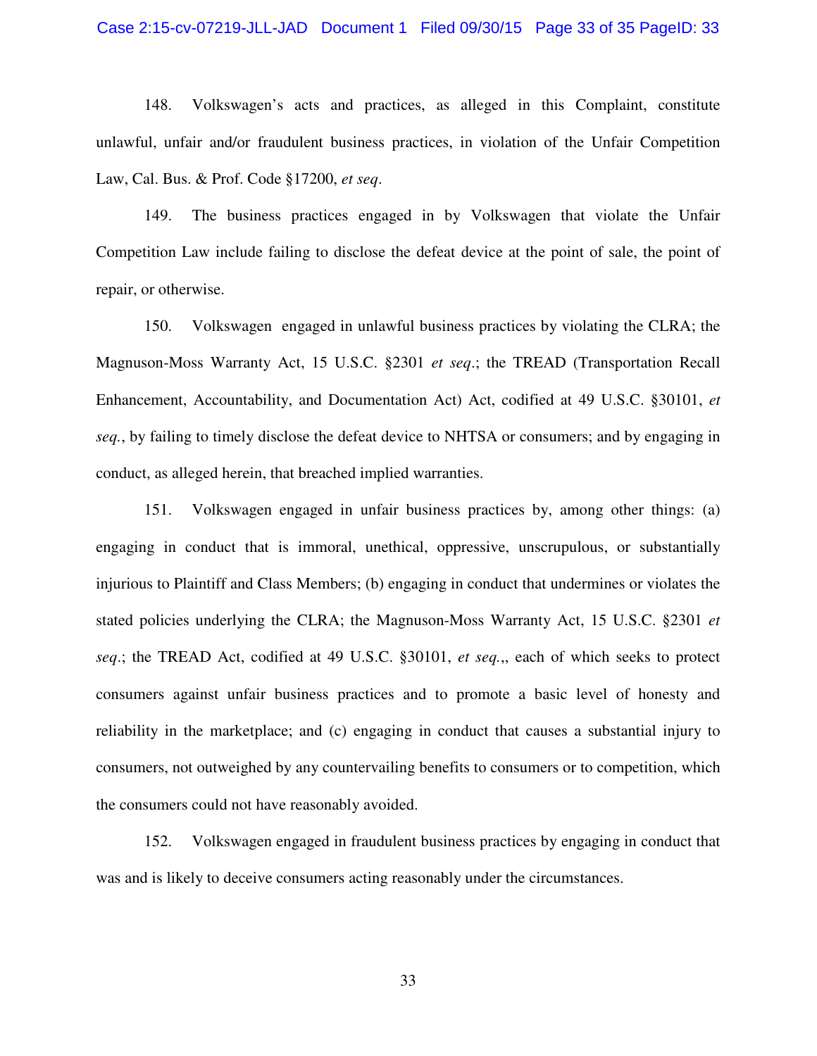148. Volkswagen's acts and practices, as alleged in this Complaint, constitute unlawful, unfair and/or fraudulent business practices, in violation of the Unfair Competition Law, Cal. Bus. & Prof. Code §17200, *et seq*.

149. The business practices engaged in by Volkswagen that violate the Unfair Competition Law include failing to disclose the defeat device at the point of sale, the point of repair, or otherwise.

150. Volkswagen engaged in unlawful business practices by violating the CLRA; the Magnuson-Moss Warranty Act, 15 U.S.C. §2301 *et seq*.; the TREAD (Transportation Recall Enhancement, Accountability, and Documentation Act) Act, codified at 49 U.S.C. §30101, *et seq.*, by failing to timely disclose the defeat device to NHTSA or consumers; and by engaging in conduct, as alleged herein, that breached implied warranties.

151. Volkswagen engaged in unfair business practices by, among other things: (a) engaging in conduct that is immoral, unethical, oppressive, unscrupulous, or substantially injurious to Plaintiff and Class Members; (b) engaging in conduct that undermines or violates the stated policies underlying the CLRA; the Magnuson-Moss Warranty Act, 15 U.S.C. §2301 *et seq*.; the TREAD Act, codified at 49 U.S.C. §30101, *et seq.*,, each of which seeks to protect consumers against unfair business practices and to promote a basic level of honesty and reliability in the marketplace; and (c) engaging in conduct that causes a substantial injury to consumers, not outweighed by any countervailing benefits to consumers or to competition, which the consumers could not have reasonably avoided.

152. Volkswagen engaged in fraudulent business practices by engaging in conduct that was and is likely to deceive consumers acting reasonably under the circumstances.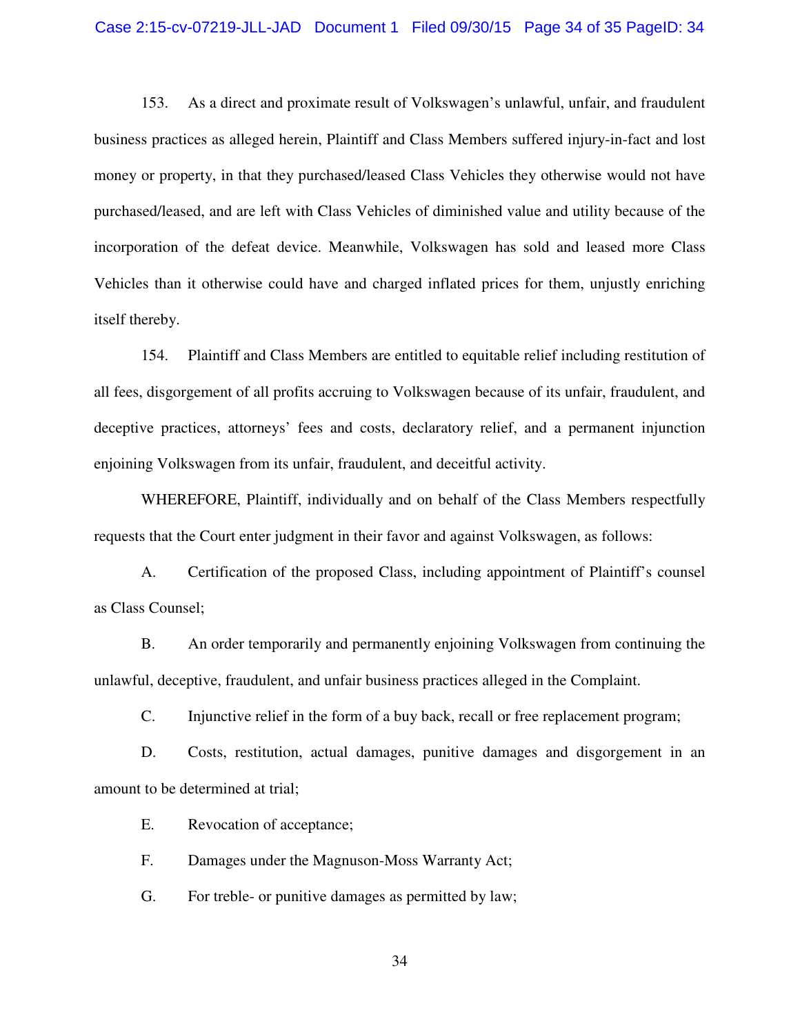153. As a direct and proximate result of Volkswagen's unlawful, unfair, and fraudulent business practices as alleged herein, Plaintiff and Class Members suffered injury-in-fact and lost money or property, in that they purchased/leased Class Vehicles they otherwise would not have purchased/leased, and are left with Class Vehicles of diminished value and utility because of the incorporation of the defeat device. Meanwhile, Volkswagen has sold and leased more Class Vehicles than it otherwise could have and charged inflated prices for them, unjustly enriching itself thereby.

154. Plaintiff and Class Members are entitled to equitable relief including restitution of all fees, disgorgement of all profits accruing to Volkswagen because of its unfair, fraudulent, and deceptive practices, attorneys' fees and costs, declaratory relief, and a permanent injunction enjoining Volkswagen from its unfair, fraudulent, and deceitful activity.

WHEREFORE, Plaintiff, individually and on behalf of the Class Members respectfully requests that the Court enter judgment in their favor and against Volkswagen, as follows:

A. Certification of the proposed Class, including appointment of Plaintiff's counsel as Class Counsel;

B. An order temporarily and permanently enjoining Volkswagen from continuing the unlawful, deceptive, fraudulent, and unfair business practices alleged in the Complaint.

C. Injunctive relief in the form of a buy back, recall or free replacement program;

D. Costs, restitution, actual damages, punitive damages and disgorgement in an amount to be determined at trial;

E. Revocation of acceptance;

F. Damages under the Magnuson-Moss Warranty Act;

G. For treble- or punitive damages as permitted by law;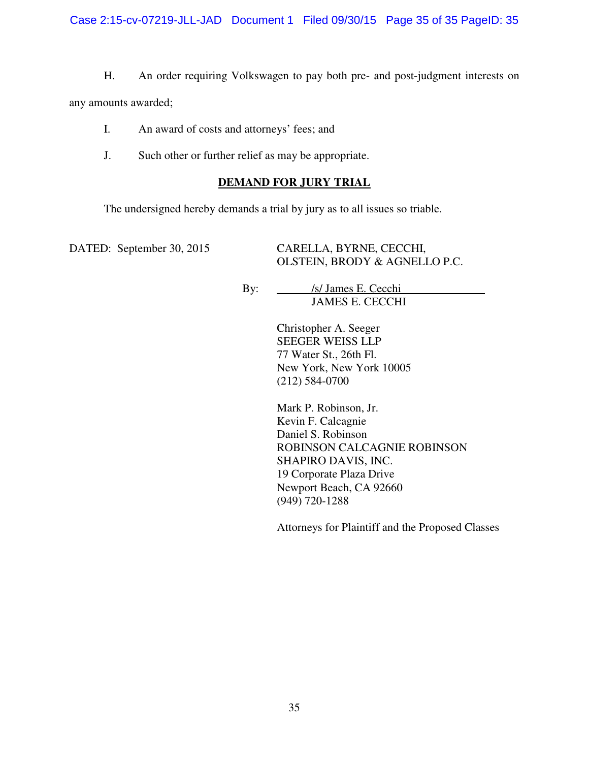H. An order requiring Volkswagen to pay both pre- and post-judgment interests on any amounts awarded;

I. An award of costs and attorneys' fees; and

J. Such other or further relief as may be appropriate.

## **DEMAND FOR JURY TRIAL**

The undersigned hereby demands a trial by jury as to all issues so triable.

DATED: September 30, 2015

CARELLA, BYRNE, CECCHI,
OLSTEIN, BRODY & AGNELLO P.C.

By: /s/ James E. Cecchi
JAMES E. CECCHI

Christopher A. Seeger
SEEGER WEISS LLP
77 Water St., 26th Fl.
New York, New York 10005
(212) 584-0700

Mark P. Robinson, Jr.
Kevin F. Calcagnie
Daniel S. Robinson
ROBINSON CALCAGNIE ROBINSON
SHAPIRO DAVIS, INC.
19 Corporate Plaza Drive
Newport Beach, CA 92660
(949) 720-1288

Attorneys for Plaintiff and the Proposed Classes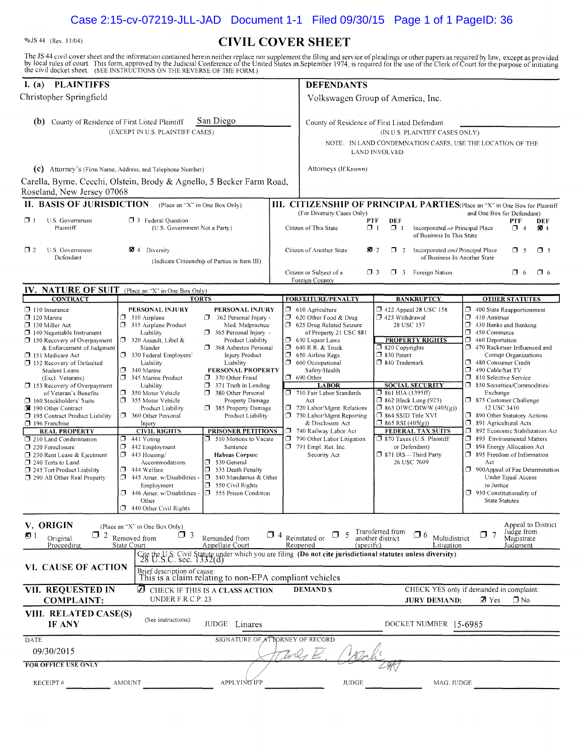JS 44 (Rev. 11/04)

# CIVIL COVER SHEET

The JS 44 civil cover sheet and the information contained herein neither replace nor supplement the filing and service of pleadings or other papers as required by law, except as provided by local rules of court. This form, approved by the Judicial Conference of the United States in September 1974, is required for the use of the Clerk of Court for the purpose of initiating the civil docket sheet. (SEE INSTRUCTIONS ON THE REVERSE OF THE FORM.)

## I. (a) PLAINTIFFS

Christopher Springfield

## DEFENDANTS

Volkswagen Group of America, Inc.

(b) County of Residence of First Listed Plaintiff: San Diego
(EXCEPT IN U.S. PLAINTIFF CASES)

County of Residence of First Listed Defendant
(IN U.S. PLAINTIFF CASES ONLY)
NOTE: IN LAND CONDEMNATION CASES, USE THE LOCATION OF THE LAND INVOLVED.

(c) Attorney's (Firm Name, Address, and Telephone Number)

Carella, Byrne, Cecchi, Olstein, Brody & Agnello, 5 Becker Farm Road, Roseland, New Jersey 07068

Attorneys (If Known)

## II. BASIS OF JURISDICTION (Place an "X" in One Box Only)

- ☐ 1 U.S. Government Plaintiff
- ☐ 3 Federal Question (U.S. Government Not a Party)
- ☐ 2 U.S. Government Defendant
- ☒ 4 Diversity (Indicate Citizenship of Parties in Item III)

## III. CITIZENSHIP OF PRINCIPAL PARTIES (Place an "X" in One Box for Plaintiff and One Box for Defendant) (For Diversity Cases Only)

| | PTF | DEF | | PTF | DEF |
|---|---|---|---|---|---|
| Citizen of This State | ☐ 1 | ☐ 1 | Incorporated or Principal Place of Business In This State | ☐ 4 | ☒ 4 |
| Citizen of Another State | ☒ 2 | ☐ 2 | Incorporated and Principal Place of Business In Another State | ☐ 5 | ☐ 5 |
| Citizen or Subject of a Foreign Country | ☐ 3 | ☐ 3 | Foreign Nation | ☐ 6 | ☐ 6 |

## IV. NATURE OF SUIT (Place an "X" in One Box Only)

**CONTRACT**
- ☐ 110 Insurance
- ☐ 120 Marine
- ☐ 130 Miller Act
- ☐ 140 Negotiable Instrument
- ☐ 150 Recovery of Overpayment & Enforcement of Judgment
- ☐ 151 Medicare Act
- ☐ 152 Recovery of Defaulted Student Loans (Excl. Veterans)
- ☐ 153 Recovery of Overpayment of Veteran's Benefits
- ☐ 160 Stockholders' Suits
- ☒ 190 Other Contract
- ☐ 195 Contract Product Liability
- ☐ 196 Franchise

**REAL PROPERTY**
- ☐ 210 Land Condemnation
- ☐ 220 Foreclosure
- ☐ 230 Rent Lease & Ejectment
- ☐ 240 Torts to Land
- ☐ 245 Tort Product Liability
- ☐ 290 All Other Real Property

**TORTS**

PERSONAL INJURY
- ☐ 310 Airplane
- ☐ 315 Airplane Product Liability
- ☐ 320 Assault, Libel & Slander
- ☐ 330 Federal Employers' Liability
- ☐ 340 Marine
- ☐ 345 Marine Product Liability
- ☐ 350 Motor Vehicle
- ☐ 355 Motor Vehicle Product Liability
- ☐ 360 Other Personal Injury

PERSONAL INJURY
- ☐ 362 Personal Injury - Med. Malpractice
- ☐ 365 Personal Injury - Product Liability
- ☐ 368 Asbestos Personal Injury Product Liability

PERSONAL PROPERTY
- ☐ 370 Other Fraud
- ☐ 371 Truth in Lending
- ☐ 380 Other Personal Property Damage
- ☐ 385 Property Damage Product Liability

**CIVIL RIGHTS**
- ☐ 441 Voting
- ☐ 442 Employment
- ☐ 443 Housing/ Accommodations
- ☐ 444 Welfare
- ☐ 445 Amer. w/Disabilities - Employment
- ☐ 446 Amer. w/Disabilities - Other
- ☐ 440 Other Civil Rights

**PRISONER PETITIONS**
- ☐ 510 Motions to Vacate Sentence
- Habeas Corpus:
- ☐ 530 General
- ☐ 535 Death Penalty
- ☐ 540 Mandamus & Other
- ☐ 550 Civil Rights
- ☐ 555 Prison Condition

**FORFEITURE/PENALTY**
- ☐ 610 Agriculture
- ☐ 620 Other Food & Drug
- ☐ 625 Drug Related Seizure of Property 21 USC 881
- ☐ 630 Liquor Laws
- ☐ 640 R.R. & Truck
- ☐ 650 Airline Regs.
- ☐ 660 Occupational Safety/Health
- ☐ 690 Other

**LABOR**
- ☐ 710 Fair Labor Standards Act
- ☐ 720 Labor/Mgmt. Relations
- ☐ 730 Labor/Mgmt.Reporting & Disclosure Act
- ☐ 740 Railway Labor Act
- ☐ 790 Other Labor Litigation
- ☐ 791 Empl. Ret. Inc. Security Act

**BANKRUPTCY**
- ☐ 422 Appeal 28 USC 158
- ☐ 423 Withdrawal 28 USC 157

**PROPERTY RIGHTS**
- ☐ 820 Copyrights
- ☐ 830 Patent
- ☐ 840 Trademark

**SOCIAL SECURITY**
- ☐ 861 HIA (1395ff)
- ☐ 862 Black Lung (923)
- ☐ 863 DIWC/DIWW (405(g))
- ☐ 864 SSID Title XVI
- ☐ 865 RSI (405(g))

**FEDERAL TAX SUITS**
- ☐ 870 Taxes (U.S. Plaintiff or Defendant)
- ☐ 871 IRS—Third Party 26 USC 7609

**OTHER STATUTES**
- ☐ 400 State Reapportionment
- ☐ 410 Antitrust
- ☐ 430 Banks and Banking
- ☐ 450 Commerce
- ☐ 460 Deportation
- ☐ 470 Racketeer Influenced and Corrupt Organizations
- ☐ 480 Consumer Credit
- ☐ 490 Cable/Sat TV
- ☐ 810 Selective Service
- ☐ 850 Securities/Commodities/ Exchange
- ☐ 875 Customer Challenge 12 USC 3410
- ☐ 890 Other Statutory Actions
- ☐ 891 Agricultural Acts
- ☐ 892 Economic Stabilization Act
- ☐ 893 Environmental Matters
- ☐ 894 Energy Allocation Act
- ☐ 895 Freedom of Information Act
- ☐ 900Appeal of Fee Determination Under Equal Access to Justice
- ☐ 950 Constitutionality of State Statutes

## V. ORIGIN (Place an "X" in One Box Only)

- ☒ 1 Original Proceeding
- ☐ 2 Removed from State Court
- ☐ 3 Remanded from Appellate Court
- ☐ 4 Reinstated or Reopened
- ☐ 5 Transferred from another district (specify)
- ☐ 6 Multidistrict Litigation
- ☐ 7 Appeal to District Judge from Magistrate Judgment

## VI. CAUSE OF ACTION

Cite the U.S. Civil Statute under which you are filing (Do not cite jurisdictional statutes unless diversity): 28 U.S.C. sec. 1332(d)

Brief description of cause: This is a claim relating to non-EPA compliant vehicles

## VII. REQUESTED IN COMPLAINT:

☑ CHECK IF THIS IS A CLASS ACTION UNDER F.R.C.P. 23

DEMAND $

CHECK YES only if demanded in complaint: JURY DEMAND: ☑ Yes ☐ No

## VIII. RELATED CASE(S) IF ANY

(See instructions): JUDGE Linares DOCKET NUMBER 15-6985

DATE: 09/30/2015

SIGNATURE OF ATTORNEY OF RECORD

FOR OFFICE USE ONLY

RECEIPT # AMOUNT APPLYING IFP JUDGE MAG. JUDGE